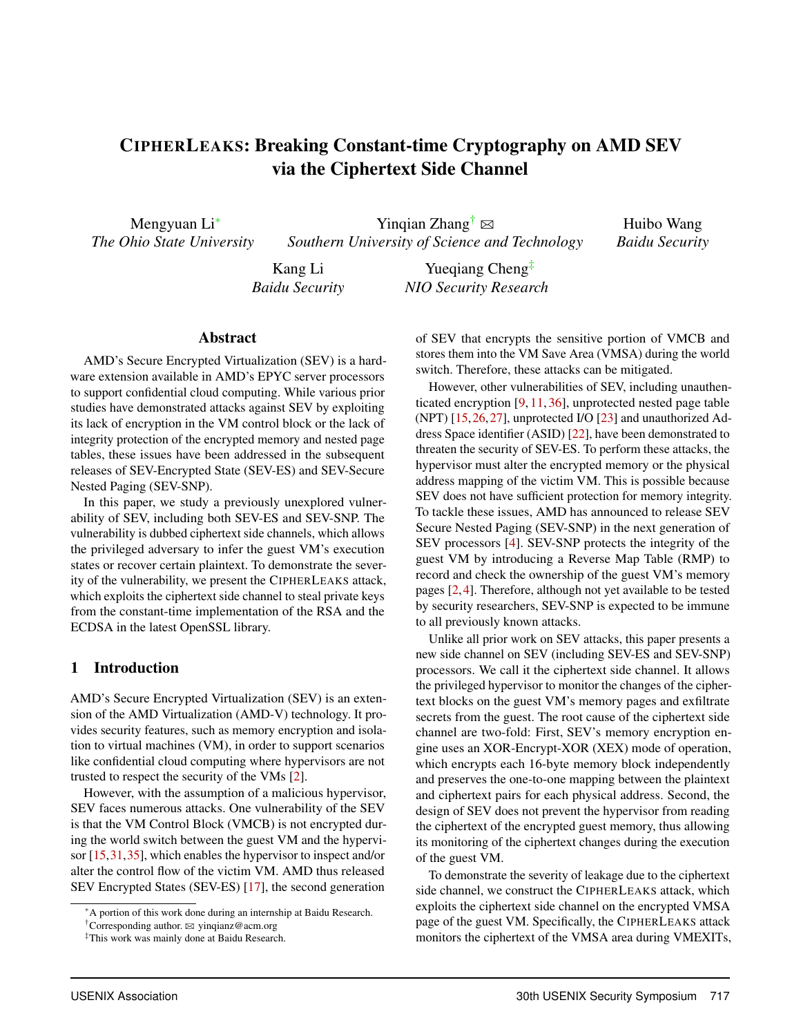# CIPHERLEAKS: Breaking Constant-time Cryptography on AMD SEV via the Ciphertext Side Channel

Mengyuan Li[*]
*The Ohio State University*

Yinqian Zhang[†] ✉
*Southern University of Science and Technology*

Huibo Wang
*Baidu Security*

Kang Li
*Baidu Security*

Yueqiang Cheng[‡]
*NIO Security Research*

## Abstract

AMD's Secure Encrypted Virtualization (SEV) is a hardware extension available in AMD's EPYC server processors to support confidential cloud computing. While various prior studies have demonstrated attacks against SEV by exploiting its lack of encryption in the VM control block or the lack of integrity protection of the encrypted memory and nested page tables, these issues have been addressed in the subsequent releases of SEV-Encrypted State (SEV-ES) and SEV-Secure Nested Paging (SEV-SNP).

In this paper, we study a previously unexplored vulnerability of SEV, including both SEV-ES and SEV-SNP. The vulnerability is dubbed ciphertext side channels, which allows the privileged adversary to infer the guest VM's execution states or recover certain plaintext. To demonstrate the severity of the vulnerability, we present the CIPHERLEAKS attack, which exploits the ciphertext side channel to steal private keys from the constant-time implementation of the RSA and the ECDSA in the latest OpenSSL library.

## 1 Introduction

AMD's Secure Encrypted Virtualization (SEV) is an extension of the AMD Virtualization (AMD-V) technology. It provides security features, such as memory encryption and isolation to virtual machines (VM), in order to support scenarios like confidential cloud computing where hypervisors are not trusted to respect the security of the VMs [2].

However, with the assumption of a malicious hypervisor, SEV faces numerous attacks. One vulnerability of the SEV is that the VM Control Block (VMCB) is not encrypted during the world switch between the guest VM and the hypervisor [15,31,35], which enables the hypervisor to inspect and/or alter the control flow of the victim VM. AMD thus released SEV Encrypted States (SEV-ES) [17], the second generation of SEV that encrypts the sensitive portion of VMCB and stores them into the VM Save Area (VMSA) during the world switch. Therefore, these attacks can be mitigated.

However, other vulnerabilities of SEV, including unauthenticated encryption [9,11,36], unprotected nested page table (NPT) [15,26,27], unprotected I/O [23] and unauthorized Address Space identifier (ASID) [22], have been demonstrated to threaten the security of SEV-ES. To perform these attacks, the hypervisor must alter the encrypted memory or the physical address mapping of the victim VM. This is possible because SEV does not have sufficient protection for memory integrity. To tackle these issues, AMD has announced to release SEV Secure Nested Paging (SEV-SNP) in the next generation of SEV processors [4]. SEV-SNP protects the integrity of the guest VM by introducing a Reverse Map Table (RMP) to record and check the ownership of the guest VM's memory pages [2,4]. Therefore, although not yet available to be tested by security researchers, SEV-SNP is expected to be immune to all previously known attacks.

Unlike all prior work on SEV attacks, this paper presents a new side channel on SEV (including SEV-ES and SEV-SNP) processors. We call it the ciphertext side channel. It allows the privileged hypervisor to monitor the changes of the ciphertext blocks on the guest VM's memory pages and exfiltrate secrets from the guest. The root cause of the ciphertext side channel are two-fold: First, SEV's memory encryption engine uses an XOR-Encrypt-XOR (XEX) mode of operation, which encrypts each 16-byte memory block independently and preserves the one-to-one mapping between the plaintext and ciphertext pairs for each physical address. Second, the design of SEV does not prevent the hypervisor from reading the ciphertext of the encrypted guest memory, thus allowing its monitoring of the ciphertext changes during the execution of the guest VM.

To demonstrate the severity of leakage due to the ciphertext side channel, we construct the CIPHERLEAKS attack, which exploits the ciphertext side channel on the encrypted VMSA page of the guest VM. Specifically, the CIPHERLEAKS attack monitors the ciphertext of the VMSA area during VMEXITs,

[*]A portion of this work done during an internship at Baidu Research.
[†]Corresponding author. ✉ yinqianz@acm.org
[‡]This work was mainly done at Baidu Research.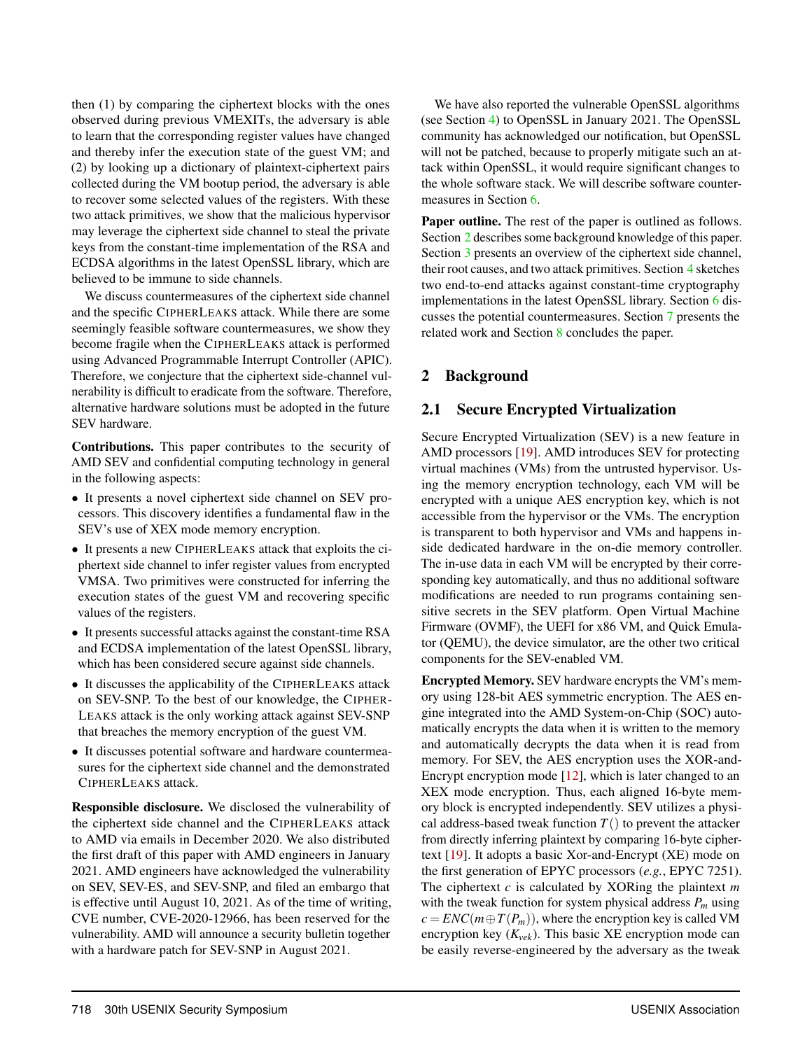then (1) by comparing the ciphertext blocks with the ones observed during previous VMEXITs, the adversary is able to learn that the corresponding register values have changed and thereby infer the execution state of the guest VM; and (2) by looking up a dictionary of plaintext-ciphertext pairs collected during the VM bootup period, the adversary is able to recover some selected values of the registers. With these two attack primitives, we show that the malicious hypervisor may leverage the ciphertext side channel to steal the private keys from the constant-time implementation of the RSA and ECDSA algorithms in the latest OpenSSL library, which are believed to be immune to side channels.

We discuss countermeasures of the ciphertext side channel and the specific CipherLeaks attack. While there are some seemingly feasible software countermeasures, we show they become fragile when the CipherLeaks attack is performed using Advanced Programmable Interrupt Controller (APIC). Therefore, we conjecture that the ciphertext side-channel vulnerability is difficult to eradicate from the software. Therefore, alternative hardware solutions must be adopted in the future SEV hardware.

**Contributions.** This paper contributes to the security of AMD SEV and confidential computing technology in general in the following aspects:

- It presents a novel ciphertext side channel on SEV processors. This discovery identifies a fundamental flaw in the SEV's use of XEX mode memory encryption.
- It presents a new CipherLeaks attack that exploits the ciphertext side channel to infer register values from encrypted VMSA. Two primitives were constructed for inferring the execution states of the guest VM and recovering specific values of the registers.
- It presents successful attacks against the constant-time RSA and ECDSA implementation of the latest OpenSSL library, which has been considered secure against side channels.
- It discusses the applicability of the CipherLeaks attack on SEV-SNP. To the best of our knowledge, the CipherLeaks attack is the only working attack against SEV-SNP that breaches the memory encryption of the guest VM.
- It discusses potential software and hardware countermeasures for the ciphertext side channel and the demonstrated CipherLeaks attack.

**Responsible disclosure.** We disclosed the vulnerability of the ciphertext side channel and the CipherLeaks attack to AMD via emails in December 2020. We also distributed the first draft of this paper with AMD engineers in January 2021. AMD engineers have acknowledged the vulnerability on SEV, SEV-ES, and SEV-SNP, and filed an embargo that is effective until August 10, 2021. As of the time of writing, CVE number, CVE-2020-12966, has been reserved for the vulnerability. AMD will announce a security bulletin together with a hardware patch for SEV-SNP in August 2021.

We have also reported the vulnerable OpenSSL algorithms (see Section 4) to OpenSSL in January 2021. The OpenSSL community has acknowledged our notification, but OpenSSL will not be patched, because to properly mitigate such an attack within OpenSSL, it would require significant changes to the whole software stack. We will describe software countermeasures in Section 6.

**Paper outline.** The rest of the paper is outlined as follows. Section 2 describes some background knowledge of this paper. Section 3 presents an overview of the ciphertext side channel, their root causes, and two attack primitives. Section 4 sketches two end-to-end attacks against constant-time cryptography implementations in the latest OpenSSL library. Section 6 discusses the potential countermeasures. Section 7 presents the related work and Section 8 concludes the paper.

## 2 Background

### 2.1 Secure Encrypted Virtualization

Secure Encrypted Virtualization (SEV) is a new feature in AMD processors [19]. AMD introduces SEV for protecting virtual machines (VMs) from the untrusted hypervisor. Using the memory encryption technology, each VM will be encrypted with a unique AES encryption key, which is not accessible from the hypervisor or the VMs. The encryption is transparent to both hypervisor and VMs and happens inside dedicated hardware in the on-die memory controller. The in-use data in each VM will be encrypted by their corresponding key automatically, and thus no additional software modifications are needed to run programs containing sensitive secrets in the SEV platform. Open Virtual Machine Firmware (OVMF), the UEFI for x86 VM, and Quick Emulator (QEMU), the device simulator, are the other two critical components for the SEV-enabled VM.

**Encrypted Memory.** SEV hardware encrypts the VM's memory using 128-bit AES symmetric encryption. The AES engine integrated into the AMD System-on-Chip (SOC) automatically encrypts the data when it is written to the memory and automatically decrypts the data when it is read from memory. For SEV, the AES encryption uses the XOR-and-Encrypt encryption mode [12], which is later changed to an XEX mode encryption. Thus, each aligned 16-byte memory block is encrypted independently. SEV utilizes a physical address-based tweak function $T()$ to prevent the attacker from directly inferring plaintext by comparing 16-byte ciphertext [19]. It adopts a basic Xor-and-Encrypt (XE) mode on the first generation of EPYC processors (*e.g.*, EPYC 7251). The ciphertext $c$ is calculated by XORing the plaintext $m$ with the tweak function for system physical address $P_m$ using $c = ENC(m \oplus T(P_m))$, where the encryption key is called VM encryption key ($K_{vek}$). This basic XE encryption mode can be easily reverse-engineered by the adversary as the tweak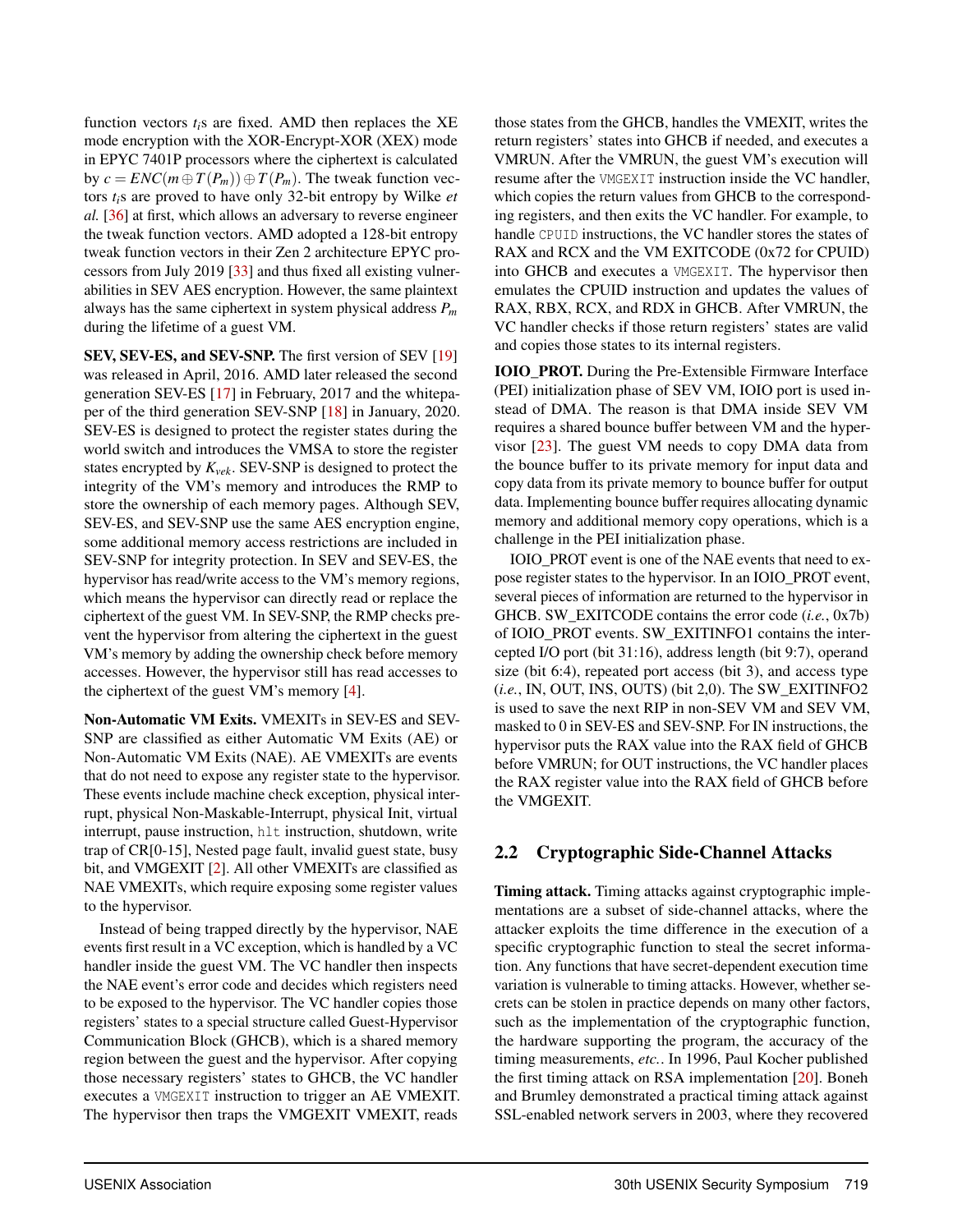function vectors $t_i$s are fixed. AMD then replaces the XE mode encryption with the XOR-Encrypt-XOR (XEX) mode in EPYC 7401P processors where the ciphertext is calculated by $c = ENC(m \oplus T(P_m)) \oplus T(P_m)$. The tweak function vectors $t_i$s are proved to have only 32-bit entropy by Wilke *et al.* [36] at first, which allows an adversary to reverse engineer the tweak function vectors. AMD adopted a 128-bit entropy tweak function vectors in their Zen 2 architecture EPYC processors from July 2019 [33] and thus fixed all existing vulnerabilities in SEV AES encryption. However, the same plaintext always has the same ciphertext in system physical address $P_m$ during the lifetime of a guest VM.

**SEV, SEV-ES, and SEV-SNP.** The first version of SEV [19] was released in April, 2016. AMD later released the second generation SEV-ES [17] in February, 2017 and the whitepaper of the third generation SEV-SNP [18] in January, 2020. SEV-ES is designed to protect the register states during the world switch and introduces the VMSA to store the register states encrypted by $K_{vek}$. SEV-SNP is designed to protect the integrity of the VM's memory and introduces the RMP to store the ownership of each memory pages. Although SEV, SEV-ES, and SEV-SNP use the same AES encryption engine, some additional memory access restrictions are included in SEV-SNP for integrity protection. In SEV and SEV-ES, the hypervisor has read/write access to the VM's memory regions, which means the hypervisor can directly read or replace the ciphertext of the guest VM. In SEV-SNP, the RMP checks prevent the hypervisor from altering the ciphertext in the guest VM's memory by adding the ownership check before memory accesses. However, the hypervisor still has read accesses to the ciphertext of the guest VM's memory [4].

**Non-Automatic VM Exits.** VMEXITs in SEV-ES and SEV-SNP are classified as either Automatic VM Exits (AE) or Non-Automatic VM Exits (NAE). AE VMEXITs are events that do not need to expose any register state to the hypervisor. These events include machine check exception, physical interrupt, physical Non-Maskable-Interrupt, physical Init, virtual interrupt, pause instruction, `hlt` instruction, shutdown, write trap of CR[0-15], Nested page fault, invalid guest state, busy bit, and VMGEXIT [2]. All other VMEXITs are classified as NAE VMEXITs, which require exposing some register values to the hypervisor.

Instead of being trapped directly by the hypervisor, NAE events first result in a VC exception, which is handled by a VC handler inside the guest VM. The VC handler then inspects the NAE event's error code and decides which registers need to be exposed to the hypervisor. The VC handler copies those registers' states to a special structure called Guest-Hypervisor Communication Block (GHCB), which is a shared memory region between the guest and the hypervisor. After copying those necessary registers' states to GHCB, the VC handler executes a `VMGEXIT` instruction to trigger an AE VMEXIT. The hypervisor then traps the VMGEXIT VMEXIT, reads those states from the GHCB, handles the VMEXIT, writes the return registers' states into GHCB if needed, and executes a VMRUN. After the VMRUN, the guest VM's execution will resume after the `VMGEXIT` instruction inside the VC handler, which copies the return values from GHCB to the corresponding registers, and then exits the VC handler. For example, to handle `CPUID` instructions, the VC handler stores the states of RAX and RCX and the VM EXITCODE (0x72 for CPUID) into GHCB and executes a `VMGEXIT`. The hypervisor then emulates the CPUID instruction and updates the values of RAX, RBX, RCX, and RDX in GHCB. After VMRUN, the VC handler checks if those return registers' states are valid and copies those states to its internal registers.

**IOIO_PROT.** During the Pre-Extensible Firmware Interface (PEI) initialization phase of SEV VM, IOIO port is used instead of DMA. The reason is that DMA inside SEV VM requires a shared bounce buffer between VM and the hypervisor [23]. The guest VM needs to copy DMA data from the bounce buffer to its private memory for input data and copy data from its private memory to bounce buffer for output data. Implementing bounce buffer requires allocating dynamic memory and additional memory copy operations, which is a challenge in the PEI initialization phase.

IOIO_PROT event is one of the NAE events that need to expose register states to the hypervisor. In an IOIO_PROT event, several pieces of information are returned to the hypervisor in GHCB. SW_EXITCODE contains the error code (*i.e.*, 0x7b) of IOIO_PROT events. SW_EXITINFO1 contains the intercepted I/O port (bit 31:16), address length (bit 9:7), operand size (bit 6:4), repeated port access (bit 3), and access type (*i.e.*, IN, OUT, INS, OUTS) (bit 2,0). The SW_EXITINFO2 is used to save the next RIP in non-SEV VM and SEV VM, masked to 0 in SEV-ES and SEV-SNP. For IN instructions, the hypervisor puts the RAX value into the RAX field of GHCB before VMRUN; for OUT instructions, the VC handler places the RAX register value into the RAX field of GHCB before the VMGEXIT.

## 2.2 Cryptographic Side-Channel Attacks

**Timing attack.** Timing attacks against cryptographic implementations are a subset of side-channel attacks, where the attacker exploits the time difference in the execution of a specific cryptographic function to steal the secret information. Any functions that have secret-dependent execution time variation is vulnerable to timing attacks. However, whether secrets can be stolen in practice depends on many other factors, such as the implementation of the cryptographic function, the hardware supporting the program, the accuracy of the timing measurements, *etc.*. In 1996, Paul Kocher published the first timing attack on RSA implementation [20]. Boneh and Brumley demonstrated a practical timing attack against SSL-enabled network servers in 2003, where they recovered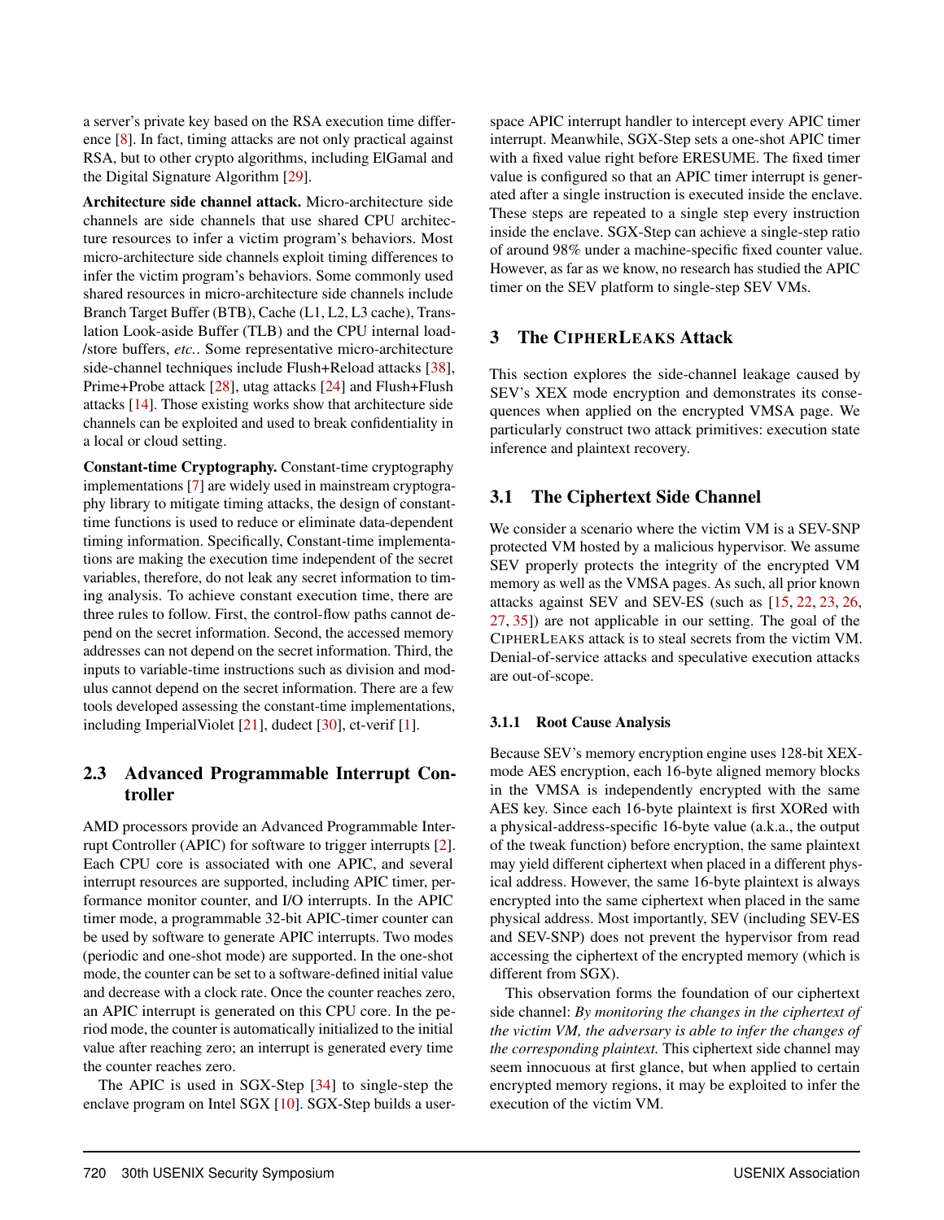a server's private key based on the RSA execution time difference [8]. In fact, timing attacks are not only practical against RSA, but to other crypto algorithms, including ElGamal and the Digital Signature Algorithm [29].

**Architecture side channel attack.** Micro-architecture side channels are side channels that use shared CPU architecture resources to infer a victim program's behaviors. Most micro-architecture side channels exploit timing differences to infer the victim program's behaviors. Some commonly used shared resources in micro-architecture side channels include Branch Target Buffer (BTB), Cache (L1, L2, L3 cache), Translation Look-aside Buffer (TLB) and the CPU internal load-/store buffers, *etc.*. Some representative micro-architecture side-channel techniques include Flush+Reload attacks [38], Prime+Probe attack [28], utag attacks [24] and Flush+Flush attacks [14]. Those existing works show that architecture side channels can be exploited and used to break confidentiality in a local or cloud setting.

**Constant-time Cryptography.** Constant-time cryptography implementations [7] are widely used in mainstream cryptography library to mitigate timing attacks, the design of constant-time functions is used to reduce or eliminate data-dependent timing information. Specifically, Constant-time implementations are making the execution time independent of the secret variables, therefore, do not leak any secret information to timing analysis. To achieve constant execution time, there are three rules to follow. First, the control-flow paths cannot depend on the secret information. Second, the accessed memory addresses can not depend on the secret information. Third, the inputs to variable-time instructions such as division and modulus cannot depend on the secret information. There are a few tools developed assessing the constant-time implementations, including ImperialViolet [21], dudect [30], ct-verif [1].

## 2.3 Advanced Programmable Interrupt Controller

AMD processors provide an Advanced Programmable Interrupt Controller (APIC) for software to trigger interrupts [2]. Each CPU core is associated with one APIC, and several interrupt resources are supported, including APIC timer, performance monitor counter, and I/O interrupts. In the APIC timer mode, a programmable 32-bit APIC-timer counter can be used by software to generate APIC interrupts. Two modes (periodic and one-shot mode) are supported. In the one-shot mode, the counter can be set to a software-defined initial value and decrease with a clock rate. Once the counter reaches zero, an APIC interrupt is generated on this CPU core. In the period mode, the counter is automatically initialized to the initial value after reaching zero; an interrupt is generated every time the counter reaches zero.

The APIC is used in SGX-Step [34] to single-step the enclave program on Intel SGX [10]. SGX-Step builds a user-space APIC interrupt handler to intercept every APIC timer interrupt. Meanwhile, SGX-Step sets a one-shot APIC timer with a fixed value right before ERESUME. The fixed timer value is configured so that an APIC timer interrupt is generated after a single instruction is executed inside the enclave. These steps are repeated to a single step every instruction inside the enclave. SGX-Step can achieve a single-step ratio of around 98% under a machine-specific fixed counter value. However, as far as we know, no research has studied the APIC timer on the SEV platform to single-step SEV VMs.

# 3 The CipherLeaks Attack

This section explores the side-channel leakage caused by SEV's XEX mode encryption and demonstrates its consequences when applied on the encrypted VMSA page. We particularly construct two attack primitives: execution state inference and plaintext recovery.

## 3.1 The Ciphertext Side Channel

We consider a scenario where the victim VM is a SEV-SNP protected VM hosted by a malicious hypervisor. We assume SEV properly protects the integrity of the encrypted VM memory as well as the VMSA pages. As such, all prior known attacks against SEV and SEV-ES (such as [15, 22, 23, 26, 27, 35]) are not applicable in our setting. The goal of the CipherLeaks attack is to steal secrets from the victim VM. Denial-of-service attacks and speculative execution attacks are out-of-scope.

### 3.1.1 Root Cause Analysis

Because SEV's memory encryption engine uses 128-bit XEX-mode AES encryption, each 16-byte aligned memory blocks in the VMSA is independently encrypted with the same AES key. Since each 16-byte plaintext is first XORed with a physical-address-specific 16-byte value (a.k.a., the output of the tweak function) before encryption, the same plaintext may yield different ciphertext when placed in a different physical address. However, the same 16-byte plaintext is always encrypted into the same ciphertext when placed in the same physical address. Most importantly, SEV (including SEV-ES and SEV-SNP) does not prevent the hypervisor from read accessing the ciphertext of the encrypted memory (which is different from SGX).

This observation forms the foundation of our ciphertext side channel: *By monitoring the changes in the ciphertext of the victim VM, the adversary is able to infer the changes of the corresponding plaintext.* This ciphertext side channel may seem innocuous at first glance, but when applied to certain encrypted memory regions, it may be exploited to infer the execution of the victim VM.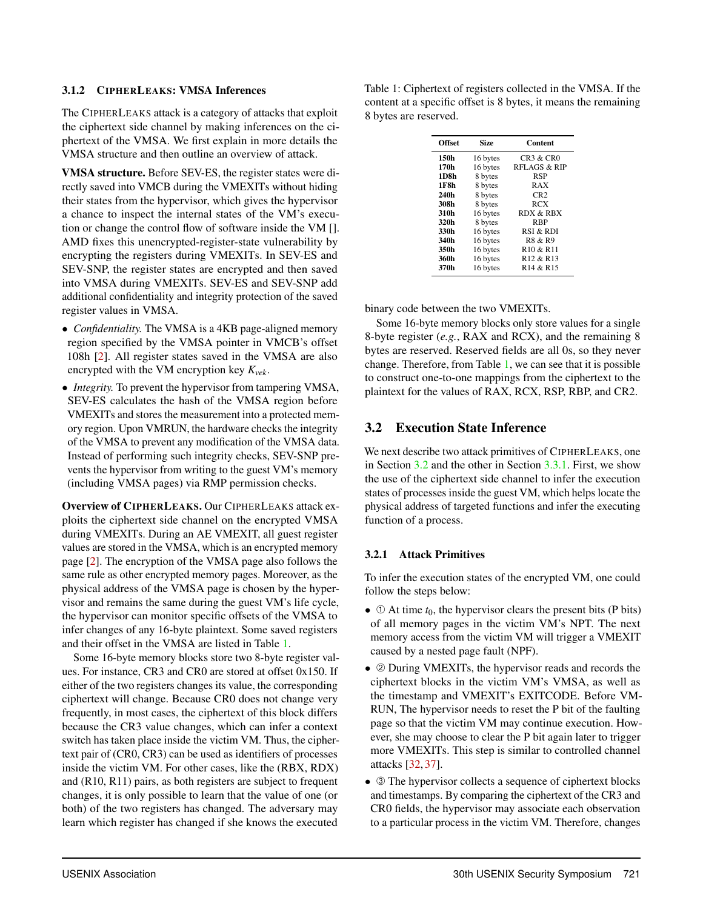#### 3.1.2 CIPHERLEAKS: VMSA Inferences

The CIPHERLEAKS attack is a category of attacks that exploit the ciphertext side channel by making inferences on the ciphertext of the VMSA. We first explain in more details the VMSA structure and then outline an overview of attack.

**VMSA structure.** Before SEV-ES, the register states were directly saved into VMCB during the VMEXITs without hiding their states from the hypervisor, which gives the hypervisor a chance to inspect the internal states of the VM's execution or change the control flow of software inside the VM []. AMD fixes this unencrypted-register-state vulnerability by encrypting the registers during VMEXITs. In SEV-ES and SEV-SNP, the register states are encrypted and then saved into VMSA during VMEXITs. SEV-ES and SEV-SNP add additional confidentiality and integrity protection of the saved register values in VMSA.

- *Confidentiality.* The VMSA is a 4KB page-aligned memory region specified by the VMSA pointer in VMCB's offset 108h [2]. All register states saved in the VMSA are also encrypted with the VM encryption key $K_{vek}$.
- *Integrity.* To prevent the hypervisor from tampering VMSA, SEV-ES calculates the hash of the VMSA region before VMEXITs and stores the measurement into a protected memory region. Upon VMRUN, the hardware checks the integrity of the VMSA to prevent any modification of the VMSA data. Instead of performing such integrity checks, SEV-SNP prevents the hypervisor from writing to the guest VM's memory (including VMSA pages) via RMP permission checks.

**Overview of CIPHERLEAKS.** Our CIPHERLEAKS attack exploits the ciphertext side channel on the encrypted VMSA during VMEXITs. During an AE VMEXIT, all guest register values are stored in the VMSA, which is an encrypted memory page [2]. The encryption of the VMSA page also follows the same rule as other encrypted memory pages. Moreover, as the physical address of the VMSA page is chosen by the hypervisor and remains the same during the guest VM's life cycle, the hypervisor can monitor specific offsets of the VMSA to infer changes of any 16-byte plaintext. Some saved registers and their offset in the VMSA are listed in Table 1.

Some 16-byte memory blocks store two 8-byte register values. For instance, CR3 and CR0 are stored at offset 0x150. If either of the two registers changes its value, the corresponding ciphertext will change. Because CR0 does not change very frequently, in most cases, the ciphertext of this block differs because the CR3 value changes, which can infer a context switch has taken place inside the victim VM. Thus, the ciphertext pair of (CR0, CR3) can be used as identifiers of processes inside the victim VM. For other cases, like the (RBX, RDX) and (R10, R11) pairs, as both registers are subject to frequent changes, it is only possible to learn that the value of one (or both) of the two registers has changed. The adversary may learn which register has changed if she knows the executed binary code between the two VMEXITs.

Table 1: Ciphertext of registers collected in the VMSA. If the content at a specific offset is 8 bytes, it means the remaining 8 bytes are reserved.

| Offset | Size | Content |
|---|---|---|
| 150h | 16 bytes | CR3 & CR0 |
| 170h | 16 bytes | RFLAGS & RIP |
| 1D8h | 8 bytes | RSP |
| 1F8h | 8 bytes | RAX |
| 240h | 8 bytes | CR2 |
| 308h | 8 bytes | RCX |
| 310h | 16 bytes | RDX & RBX |
| 320h | 8 bytes | RBP |
| 330h | 16 bytes | RSI & RDI |
| 340h | 16 bytes | R8 & R9 |
| 350h | 16 bytes | R10 & R11 |
| 360h | 16 bytes | R12 & R13 |
| 370h | 16 bytes | R14 & R15 |

Some 16-byte memory blocks only store values for a single 8-byte register (*e.g.*, RAX and RCX), and the remaining 8 bytes are reserved. Reserved fields are all 0s, so they never change. Therefore, from Table 1, we can see that it is possible to construct one-to-one mappings from the ciphertext to the plaintext for the values of RAX, RCX, RSP, RBP, and CR2.

## 3.2 Execution State Inference

We next describe two attack primitives of CIPHERLEAKS, one in Section 3.2 and the other in Section 3.3.1. First, we show the use of the ciphertext side channel to infer the execution states of processes inside the guest VM, which helps locate the physical address of targeted functions and infer the executing function of a process.

### 3.2.1 Attack Primitives

To infer the execution states of the encrypted VM, one could follow the steps below:

- ① At time $t_0$, the hypervisor clears the present bits (P bits) of all memory pages in the victim VM's NPT. The next memory access from the victim VM will trigger a VMEXIT caused by a nested page fault (NPF).
- ② During VMEXITs, the hypervisor reads and records the ciphertext blocks in the victim VM's VMSA, as well as the timestamp and VMEXIT's EXITCODE. Before VMRUN, The hypervisor needs to reset the P bit of the faulting page so that the victim VM may continue execution. However, she may choose to clear the P bit again later to trigger more VMEXITs. This step is similar to controlled channel attacks [32, 37].
- ③ The hypervisor collects a sequence of ciphertext blocks and timestamps. By comparing the ciphertext of the CR3 and CR0 fields, the hypervisor may associate each observation to a particular process in the victim VM. Therefore, changes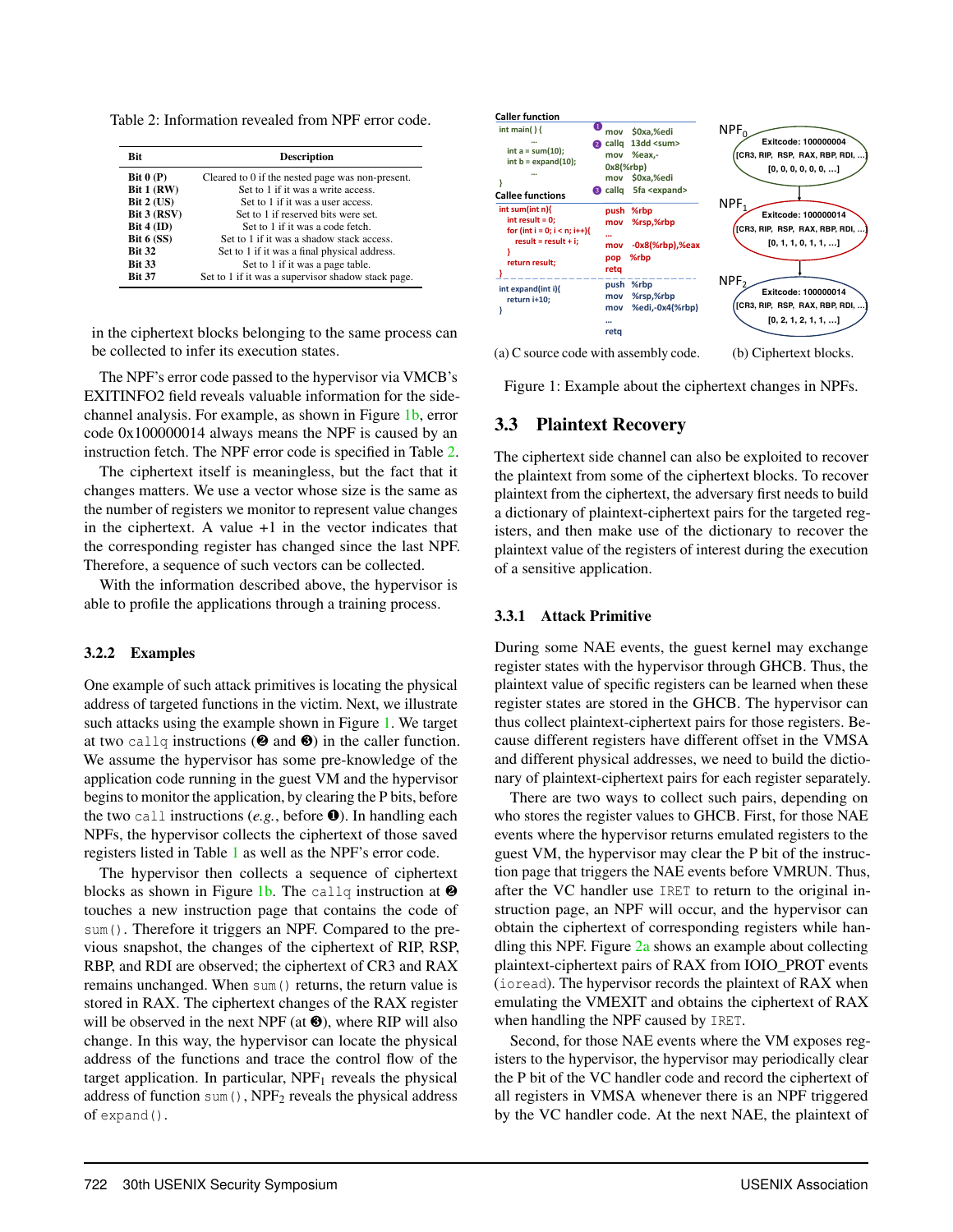Table 2: Information revealed from NPF error code.

| Bit | Description |
| --- | --- |
| **Bit 0 (P)** | Cleared to 0 if the nested page was non-present. |
| **Bit 1 (RW)** | Set to 1 if it was a write access. |
| **Bit 2 (US)** | Set to 1 if it was a user access. |
| **Bit 3 (RSV)** | Set to 1 if reserved bits were set. |
| **Bit 4 (ID)** | Set to 1 if it was a code fetch. |
| **Bit 6 (SS)** | Set to 1 if it was a shadow stack access. |
| **Bit 32** | Set to 1 if it was a final physical address. |
| **Bit 33** | Set to 1 if it was a page table. |
| **Bit 37** | Set to 1 if it was a supervisor shadow stack page. |

in the ciphertext blocks belonging to the same process can be collected to infer its execution states.

The NPF's error code passed to the hypervisor via VMCB's EXITINFO2 field reveals valuable information for the side-channel analysis. For example, as shown in Figure 1b, error code 0x100000014 always means the NPF is caused by an instruction fetch. The NPF error code is specified in Table 2.

The ciphertext itself is meaningless, but the fact that it changes matters. We use a vector whose size is the same as the number of registers we monitor to represent value changes in the ciphertext. A value +1 in the vector indicates that the corresponding register has changed since the last NPF. Therefore, a sequence of such vectors can be collected.

With the information described above, the hypervisor is able to profile the applications through a training process.

#### 3.2.2 Examples

One example of such attack primitives is locating the physical address of targeted functions in the victim. Next, we illustrate such attacks using the example shown in Figure 1. We target at two `callq` instructions (❷ and ❸) in the caller function. We assume the hypervisor has some pre-knowledge of the application code running in the guest VM and the hypervisor begins to monitor the application, by clearing the P bits, before the two `call` instructions (*e.g.*, before ❶). In handling each NPFs, the hypervisor collects the ciphertext of those saved registers listed in Table 1 as well as the NPF's error code.

The hypervisor then collects a sequence of ciphertext blocks as shown in Figure 1b. The `callq` instruction at ❷ touches a new instruction page that contains the code of `sum()`. Therefore it triggers an NPF. Compared to the previous snapshot, the changes of the ciphertext of RIP, RSP, RBP, and RDI are observed; the ciphertext of CR3 and RAX remains unchanged. When `sum()` returns, the return value is stored in RAX. The ciphertext changes of the RAX register will be observed in the next NPF (at ❸), where RIP will also change. In this way, the hypervisor can locate the physical address of the functions and trace the control flow of the target application. In particular, $NPF_1$ reveals the physical address of function `sum()`, $NPF_2$ reveals the physical address of `expand()`.

Caller function

```
int main( ) {                      ❶ mov   $0xa,%edi
    …                              ❷ callq 13dd <sum>
    int a = sum(10);                 mov   %eax,-0x8(%rbp)
    int b = expand(10);              mov   $0xa,%edi
    …                              ❸ callq 5fa <expand>
}
```

Callee functions

```
int sum(int n){                      push  %rbp
    int result = 0;                  mov   %rsp,%rbp
    for (int i = 0; i < n; i++){     …
        result = result + i;         mov   -0x8(%rbp),%eax
    }                                pop   %rbp
    return result;                   retq
}
int expand(int i){                   push  %rbp
    return i+10;                     mov   %rsp,%rbp
}                                    mov   %edi,-0x4(%rbp)
                                     …
                                     retq
```

(a) C source code with assembly code.

$NPF_0$: Exitcode: 100000004, [CR3, RIP, RSP, RAX, RBP, RDI, ...] [0, 0, 0, 0, 0, 0, ...]

$NPF_1$: Exitcode: 100000014, [CR3, RIP, RSP, RAX, RBP, RDI, ...] [0, 1, 1, 0, 1, 1, ...]

$NPF_2$: Exitcode: 100000014, [CR3, RIP, RSP, RAX, RBP, RDI, ...] [0, 2, 1, 2, 1, 1, ...]

(b) Ciphertext blocks.

Figure 1: Example about the ciphertext changes in NPFs.

## 3.3 Plaintext Recovery

The ciphertext side channel can also be exploited to recover the plaintext from some of the ciphertext blocks. To recover plaintext from the ciphertext, the adversary first needs to build a dictionary of plaintext-ciphertext pairs for the targeted registers, and then make use of the dictionary to recover the plaintext value of the registers of interest during the execution of a sensitive application.

#### 3.3.1 Attack Primitive

During some NAE events, the guest kernel may exchange register states with the hypervisor through GHCB. Thus, the plaintext value of specific registers can be learned when these register states are stored in the GHCB. The hypervisor can thus collect plaintext-ciphertext pairs for those registers. Because different registers have different offset in the VMSA and different physical addresses, we need to build the dictionary of plaintext-ciphertext pairs for each register separately.

There are two ways to collect such pairs, depending on who stores the register values to GHCB. First, for those NAE events where the hypervisor returns emulated registers to the guest VM, the hypervisor may clear the P bit of the instruction page that triggers the NAE events before VMRUN. Thus, after the VC handler use `IRET` to return to the original instruction page, an NPF will occur, and the hypervisor can obtain the ciphertext of corresponding registers while handling this NPF. Figure 2a shows an example about collecting plaintext-ciphertext pairs of RAX from IOIO_PROT events (`ioread`). The hypervisor records the plaintext of RAX when emulating the VMEXIT and obtains the ciphertext of RAX when handling the NPF caused by `IRET`.

Second, for those NAE events where the VM exposes registers to the hypervisor, the hypervisor may periodically clear the P bit of the VC handler code and record the ciphertext of all registers in VMSA whenever there is an NPF triggered by the VC handler code. At the next NAE, the plaintext of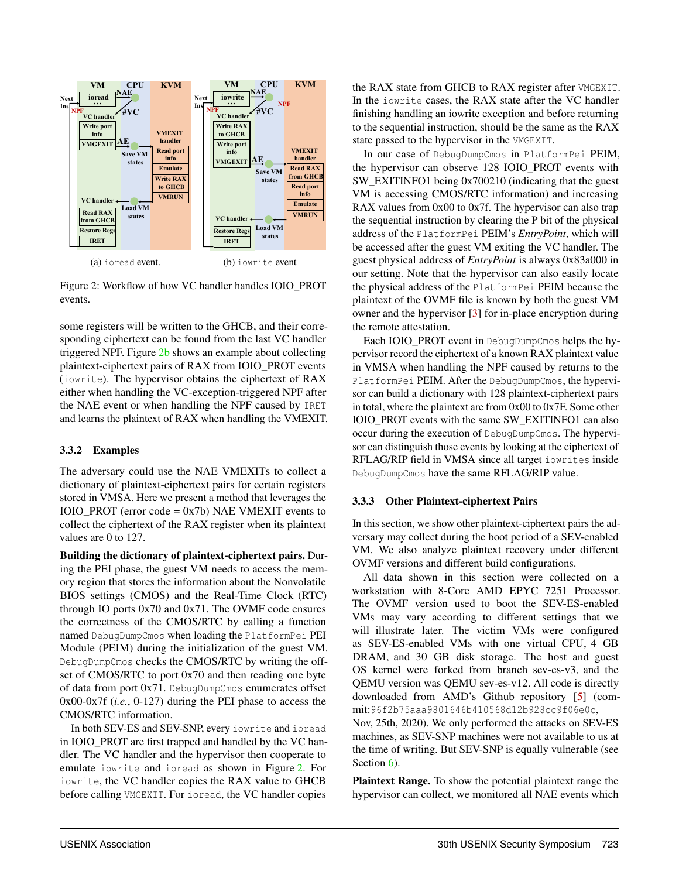(a) `ioread` event.  (b) `iowrite` event

Figure 2: Workflow of how VC handler handles IOIO_PROT events.

some registers will be written to the GHCB, and their corresponding ciphertext can be found from the last VC handler triggered NPF. Figure 2b shows an example about collecting plaintext-ciphertext pairs of RAX from IOIO_PROT events (`iowrite`). The hypervisor obtains the ciphertext of RAX either when handling the VC-exception-triggered NPF after the NAE event or when handling the NPF caused by `IRET` and learns the plaintext of RAX when handling the VMEXIT.

### 3.3.2 Examples

The adversary could use the NAE VMEXITs to collect a dictionary of plaintext-ciphertext pairs for certain registers stored in VMSA. Here we present a method that leverages the IOIO_PROT (error code = 0x7b) NAE VMEXIT events to collect the ciphertext of the RAX register when its plaintext values are 0 to 127.

**Building the dictionary of plaintext-ciphertext pairs.** During the PEI phase, the guest VM needs to access the memory region that stores the information about the Nonvolatile BIOS settings (CMOS) and the Real-Time Clock (RTC) through IO ports 0x70 and 0x71. The OVMF code ensures the correctness of the CMOS/RTC by calling a function named `DebugDumpCmos` when loading the `PlatformPei` PEI Module (PEIM) during the initialization of the guest VM. `DebugDumpCmos` checks the CMOS/RTC by writing the offset of CMOS/RTC to port 0x70 and then reading one byte of data from port 0x71. `DebugDumpCmos` enumerates offset 0x00-0x7f (*i.e.*, 0-127) during the PEI phase to access the CMOS/RTC information.

In both SEV-ES and SEV-SNP, every `iowrite` and `ioread` in IOIO_PROT are first trapped and handled by the VC handler. The VC handler and the hypervisor then cooperate to emulate `iowrite` and `ioread` as shown in Figure 2. For `iowrite`, the VC handler copies the RAX value to GHCB before calling `VMGEXIT`. For `ioread`, the VC handler copies the RAX state from GHCB to RAX register after `VMGEXIT`. In the `iowrite` cases, the RAX state after the VC handler finishing handling an iowrite exception and before returning to the sequential instruction, should be the same as the RAX state passed to the hypervisor in the `VMGEXIT`.

In our case of `DebugDumpCmos` in `PlatformPei` PEIM, the hypervisor can observe 128 IOIO_PROT events with SW_EXITINFO1 being 0x700210 (indicating that the guest VM is accessing CMOS/RTC information) and increasing RAX values from 0x00 to 0x7f. The hypervisor can also trap the sequential instruction by clearing the P bit of the physical address of the `PlatformPei` PEIM's *EntryPoint*, which will be accessed after the guest VM exiting the VC handler. The guest physical address of *EntryPoint* is always 0x83a000 in our setting. Note that the hypervisor can also easily locate the physical address of the `PlatformPei` PEIM because the plaintext of the OVMF file is known by both the guest VM owner and the hypervisor [3] for in-place encryption during the remote attestation.

Each IOIO_PROT event in `DebugDumpCmos` helps the hypervisor record the ciphertext of a known RAX plaintext value in VMSA when handling the NPF caused by returns to the `PlatformPei` PEIM. After the `DebugDumpCmos`, the hypervisor can build a dictionary with 128 plaintext-ciphertext pairs in total, where the plaintext are from 0x00 to 0x7F. Some other IOIO_PROT events with the same SW_EXITINFO1 can also occur during the execution of `DebugDumpCmos`. The hypervisor can distinguish those events by looking at the ciphertext of RFLAG/RIP field in VMSA since all target `iowrites` inside `DebugDumpCmos` have the same RFLAG/RIP value.

### 3.3.3 Other Plaintext-ciphertext Pairs

In this section, we show other plaintext-ciphertext pairs the adversary may collect during the boot period of a SEV-enabled VM. We also analyze plaintext recovery under different OVMF versions and different build configurations.

All data shown in this section were collected on a workstation with 8-Core AMD EPYC 7251 Processor. The OVMF version used to boot the SEV-ES-enabled VMs may vary according to different settings that we will illustrate later. The victim VMs were configured as SEV-ES-enabled VMs with one virtual CPU, 4 GB DRAM, and 30 GB disk storage. The host and guest OS kernel were forked from branch sev-es-v3, and the QEMU version was QEMU sev-es-v12. All code is directly downloaded from AMD's Github repository [5] (commit:`96f2b75aaa9801646b410568d12b928cc9f06e0c`, Nov, 25th, 2020). We only performed the attacks on SEV-ES machines, as SEV-SNP machines were not available to us at the time of writing. But SEV-SNP is equally vulnerable (see Section 6).

**Plaintext Range.** To show the potential plaintext range the hypervisor can collect, we monitored all NAE events which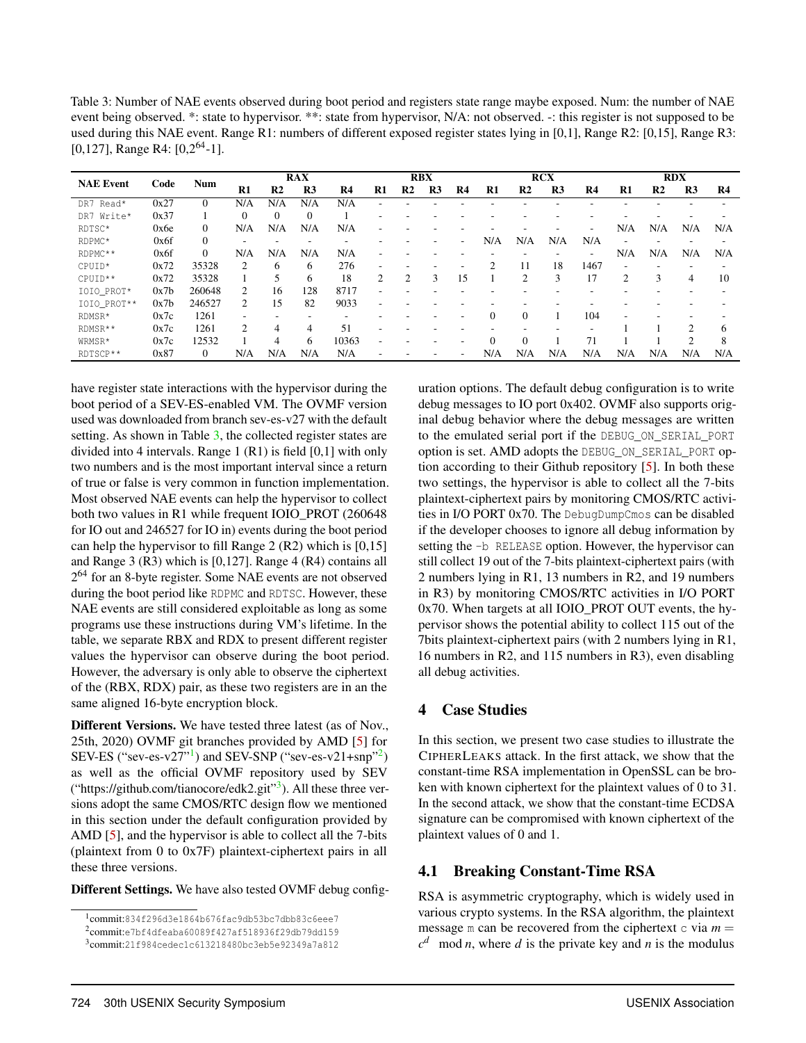Table 3: Number of NAE events observed during boot period and registers state range maybe exposed. Num: the number of NAE event being observed. *: state to hypervisor. **: state from hypervisor, N/A: not observed. -: this register is not supposed to be used during this NAE event. Range R1: numbers of different exposed register states lying in [0,1], Range R2: [0,15], Range R3: [0,127], Range R4: [0,$2^{64}$-1].

| NAE Event | Code | Num | RAX | | | | RBX | | | | RCX | | | | RDX | | | |
|---|---|---|---|---|---|---|---|---|---|---|---|---|---|---|---|---|---|---|
| | | | R1 | R2 | R3 | R4 | R1 | R2 | R3 | R4 | R1 | R2 | R3 | R4 | R1 | R2 | R3 | R4 |
| DR7 Read* | 0x27 | 0 | N/A | N/A | N/A | N/A | - | - | - | - | - | - | - | - | - | - | - | - |
| DR7 Write* | 0x37 | 1 | 0 | 0 | 0 | 1 | - | - | - | - | - | - | - | - | - | - | - | - |
| RDTSC* | 0x6e | 0 | N/A | N/A | N/A | N/A | - | - | - | - | - | - | - | - | N/A | N/A | N/A | N/A |
| RDPMC* | 0x6f | 0 | - | - | - | - | - | - | - | - | N/A | N/A | N/A | N/A | - | - | - | - |
| RDPMC** | 0x6f | 0 | N/A | N/A | N/A | N/A | - | - | - | - | - | - | - | - | N/A | N/A | N/A | N/A |
| CPUID* | 0x72 | 35328 | 2 | 6 | 6 | 276 | - | - | - | - | 2 | 11 | 18 | 1467 | - | - | - | - |
| CPUID** | 0x72 | 35328 | 1 | 5 | 6 | 18 | 2 | 2 | 3 | 15 | 1 | 2 | 3 | 17 | 2 | 3 | 4 | 10 |
| IOIO_PROT* | 0x7b | 260648 | 2 | 16 | 128 | 8717 | - | - | - | - | - | - | - | - | - | - | - | - |
| IOIO_PROT** | 0x7b | 246527 | 2 | 15 | 82 | 9033 | - | - | - | - | - | - | - | - | - | - | - | - |
| RDMSR* | 0x7c | 1261 | - | - | - | - | - | - | - | - | 0 | 0 | 1 | 104 | - | - | - | - |
| RDMSR** | 0x7c | 1261 | 2 | 4 | 4 | 51 | - | - | - | - | - | - | - | - | 1 | 1 | 2 | 6 |
| WRMSR* | 0x7c | 12532 | 1 | 4 | 6 | 10363 | - | - | - | - | 0 | 0 | 1 | 71 | 1 | 1 | 2 | 8 |
| RDTSCP** | 0x87 | 0 | N/A | N/A | N/A | N/A | - | - | - | - | N/A | N/A | N/A | N/A | N/A | N/A | N/A | N/A |

have register state interactions with the hypervisor during the boot period of a SEV-ES-enabled VM. The OVMF version used was downloaded from branch sev-es-v27 with the default setting. As shown in Table 3, the collected register states are divided into 4 intervals. Range 1 (R1) is field [0,1] with only two numbers and is the most important interval since a return of true or false is very common in function implementation. Most observed NAE events can help the hypervisor to collect both two values in R1 while frequent IOIO_PROT (260648 for IO out and 246527 for IO in) events during the boot period can help the hypervisor to fill Range 2 (R2) which is [0,15] and Range 3 (R3) which is [0,127]. Range 4 (R4) contains all $2^{64}$ for an 8-byte register. Some NAE events are not observed during the boot period like RDPMC and RDTSC. However, these NAE events are still considered exploitable as long as some programs use these instructions during VM's lifetime. In the table, we separate RBX and RDX to present different register values the hypervisor can observe during the boot period. However, the adversary is only able to observe the ciphertext of the (RBX, RDX) pair, as these two registers are in an the same aligned 16-byte encryption block.

**Different Versions.** We have tested three latest (as of Nov., 25th, 2020) OVMF git branches provided by AMD [5] for SEV-ES ("sev-es-v27"[1]) and SEV-SNP ("sev-es-v21+snp"[2]) as well as the official OVMF repository used by SEV ("https://github.com/tianocore/edk2.git"[3]). All these three versions adopt the same CMOS/RTC design flow we mentioned in this section under the default configuration provided by AMD [5], and the hypervisor is able to collect all the 7-bits (plaintext from 0 to 0x7F) plaintext-ciphertext pairs in all these three versions.

**Different Settings.** We have also tested OVMF debug configuration options. The default debug configuration is to write debug messages to IO port 0x402. OVMF also supports original debug behavior where the debug messages are written to the emulated serial port if the DEBUG_ON_SERIAL_PORT option is set. AMD adopts the DEBUG_ON_SERIAL_PORT option according to their Github repository [5]. In both these two settings, the hypervisor is able to collect all the 7-bits plaintext-ciphertext pairs by monitoring CMOS/RTC activities in I/O PORT 0x70. The DebugDumpCmos can be disabled if the developer chooses to ignore all debug information by setting the -b RELEASE option. However, the hypervisor can still collect 19 out of the 7-bits plaintext-ciphertext pairs (with 2 numbers lying in R1, 13 numbers in R2, and 19 numbers in R3) by monitoring CMOS/RTC activities in I/O PORT 0x70. When targets at all IOIO_PROT OUT events, the hypervisor shows the potential ability to collect 115 out of the 7bits plaintext-ciphertext pairs (with 2 numbers lying in R1, 16 numbers in R2, and 115 numbers in R3), even disabling all debug activities.

## 4 Case Studies

In this section, we present two case studies to illustrate the CIPHERLEAKS attack. In the first attack, we show that the constant-time RSA implementation in OpenSSL can be broken with known ciphertext for the plaintext values of 0 to 31. In the second attack, we show that the constant-time ECDSA signature can be compromised with known ciphertext of the plaintext values of 0 and 1.

### 4.1 Breaking Constant-Time RSA

RSA is asymmetric cryptography, which is widely used in various crypto systems. In the RSA algorithm, the plaintext message m can be recovered from the ciphertext c via $m = c^d \mod n$, where $d$ is the private key and $n$ is the modulus

[1] commit:834f296d3e1864b676fac9db53bc7dbb83c6eee7

[2] commit:e7bf4dfeaba60089f427af518936f29db79dd159

[3] commit:21f984cedec1c613218480bc3eb5e92349a7a812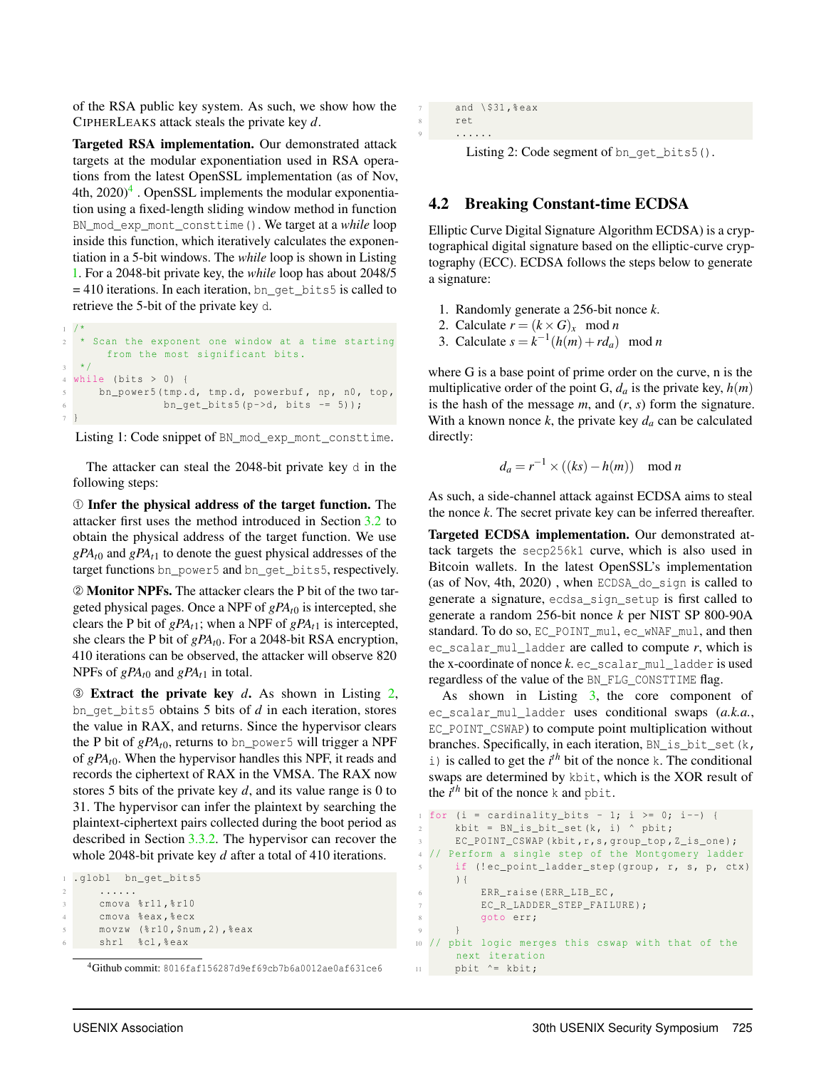of the RSA public key system. As such, we show how the CIPHERLEAKS attack steals the private key $d$.

**Targeted RSA implementation.** Our demonstrated attack targets at the modular exponentiation used in RSA operations from the latest OpenSSL implementation (as of Nov, 4th, 2020)[4] . OpenSSL implements the modular exponentiation using a fixed-length sliding window method in function `BN_mod_exp_mont_consttime()`. We target at a *while* loop inside this function, which iteratively calculates the exponentiation in a 5-bit windows. The *while* loop is shown in Listing 1. For a 2048-bit private key, the *while* loop has about 2048/5 = 410 iterations. In each iteration, `bn_get_bits5` is called to retrieve the 5-bit of the private key `d`.

```
/*
 * Scan the exponent one window at a time starting
     from the most significant bits.
 */
while (bits > 0) {
    bn_power5(tmp.d, tmp.d, powerbuf, np, n0, top,
              bn_get_bits5(p->d, bits -= 5));
}
```

Listing 1: Code snippet of `BN_mod_exp_mont_consttime`.

The attacker can steal the 2048-bit private key `d` in the following steps:

① **Infer the physical address of the target function.** The attacker first uses the method introduced in Section 3.2 to obtain the physical address of the target function. We use $gPA_{t0}$ and $gPA_{t1}$ to denote the guest physical addresses of the target functions `bn_power5` and `bn_get_bits5`, respectively.

② **Monitor NPFs.** The attacker clears the P bit of the two targeted physical pages. Once a NPF of $gPA_{t0}$ is intercepted, she clears the P bit of $gPA_{t1}$; when a NPF of $gPA_{t1}$ is intercepted, she clears the P bit of $gPA_{t0}$. For a 2048-bit RSA encryption, 410 iterations can be observed, the attacker will observe 820 NPFs of $gPA_{t0}$ and $gPA_{t1}$ in total.

③ **Extract the private key $d$.** As shown in Listing 2, `bn_get_bits5` obtains 5 bits of $d$ in each iteration, stores the value in RAX, and returns. Since the hypervisor clears the P bit of $gPA_{t0}$, returns to `bn_power5` will trigger a NPF of $gPA_{t0}$. When the hypervisor handles this NPF, it reads and records the ciphertext of RAX in the VMSA. The RAX now stores 5 bits of the private key $d$, and its value range is 0 to 31. The hypervisor can infer the plaintext by searching the plaintext-ciphertext pairs collected during the boot period as described in Section 3.3.2. The hypervisor can recover the whole 2048-bit private key $d$ after a total of 410 iterations.

```
.globl  bn_get_bits5
    ......
    cmova %r11,%r10
    cmova %eax,%ecx
    movzw (%r10,$num,2),%eax
    shrl  %cl,%eax
    and \$31,%eax
    ret
    ......
```

Listing 2: Code segment of `bn_get_bits5()`.

[4] Github commit: `8016faf156287d9ef69cb7b6a0012ae0af631ce6`

## 4.2 Breaking Constant-time ECDSA

Elliptic Curve Digital Signature Algorithm ECDSA) is a cryptographical digital signature based on the elliptic-curve cryptography (ECC). ECDSA follows the steps below to generate a signature:

1. Randomly generate a 256-bit nonce $k$.
2. Calculate $r = (k \times G)_x \mod n$
3. Calculate $s = k^{-1}(h(m) + rd_a) \mod n$

where G is a base point of prime order on the curve, n is the multiplicative order of the point G, $d_a$ is the private key, $h(m)$ is the hash of the message $m$, and ($r$, $s$) form the signature. With a known nonce $k$, the private key $d_a$ can be calculated directly:

$$d_a = r^{-1} \times ((ks) - h(m)) \mod n$$

As such, a side-channel attack against ECDSA aims to steal the nonce $k$. The secret private key can be inferred thereafter.

**Targeted ECDSA implementation.** Our demonstrated attack targets the `secp256k1` curve, which is also used in Bitcoin wallets. In the latest OpenSSL's implementation (as of Nov, 4th, 2020) , when `ECDSA_do_sign` is called to generate a signature, `ecdsa_sign_setup` is first called to generate a random 256-bit nonce $k$ per NIST SP 800-90A standard. To do so, `EC_POINT_mul`, `ec_wNAF_mul`, and then `ec_scalar_mul_ladder` are called to compute $r$, which is the x-coordinate of nonce $k$. `ec_scalar_mul_ladder` is used regardless of the value of the `BN_FLG_CONSTTIME` flag.

As shown in Listing 3, the core component of `ec_scalar_mul_ladder` uses conditional swaps (*a.k.a.*, `EC_POINT_CSWAP`) to compute point multiplication without branches. Specifically, in each iteration, `BN_is_bit_set(k, i)` is called to get the $i^{th}$ bit of the nonce `k`. The conditional swaps are determined by `kbit`, which is the XOR result of the $i^{th}$ bit of the nonce `k` and `pbit`.

```
for (i = cardinality_bits - 1; i >= 0; i--) {
    kbit = BN_is_bit_set(k, i) ^ pbit;
    EC_POINT_CSWAP(kbit,r,s,group_top,Z_is_one);
// Perform a single step of the Montgomery ladder
    if (!ec_point_ladder_step(group, r, s, p, ctx)
    ) {
        ERR_raise(ERR_LIB_EC,
        EC_R_LADDER_STEP_FAILURE);
        goto err;
    }
// pbit logic merges this cswap with that of the
    next iteration
    pbit ^= kbit;
```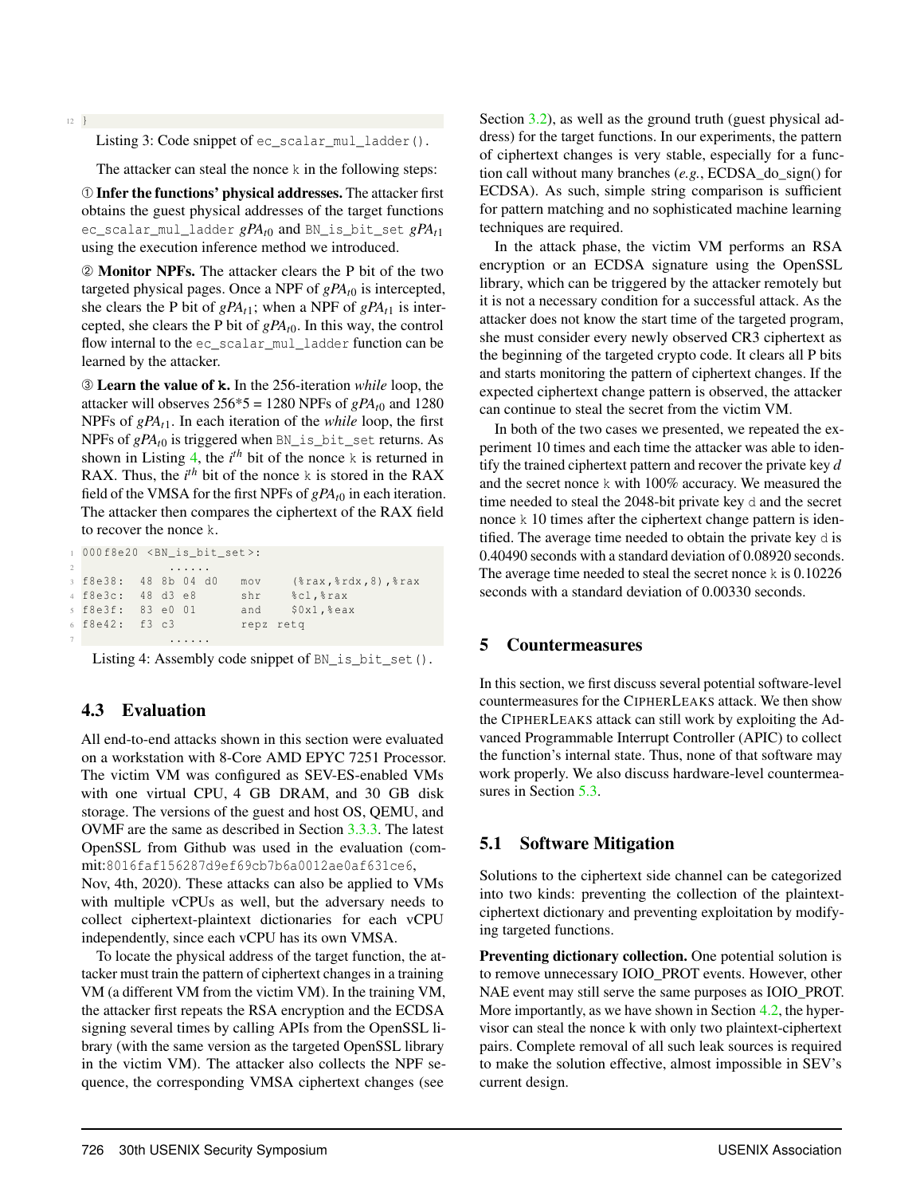```
12 }
```

Listing 3: Code snippet of `ec_scalar_mul_ladder()`.

The attacker can steal the nonce `k` in the following steps:

① **Infer the functions' physical addresses.** The attacker first obtains the guest physical addresses of the target functions `ec_scalar_mul_ladder` $gPA_{t0}$ and `BN_is_bit_set` $gPA_{t1}$ using the execution inference method we introduced.

② **Monitor NPFs.** The attacker clears the P bit of the two targeted physical pages. Once a NPF of $gPA_{t0}$ is intercepted, she clears the P bit of $gPA_{t1}$; when a NPF of $gPA_{t1}$ is intercepted, she clears the P bit of $gPA_{t0}$. In this way, the control flow internal to the `ec_scalar_mul_ladder` function can be learned by the attacker.

③ **Learn the value of k.** In the 256-iteration *while* loop, the attacker will observes 256*5 = 1280 NPFs of $gPA_{t0}$ and 1280 NPFs of $gPA_{t1}$. In each iteration of the *while* loop, the first NPFs of $gPA_{t0}$ is triggered when `BN_is_bit_set` returns. As shown in Listing 4, the $i^{th}$ bit of the nonce `k` is returned in RAX. Thus, the $i^{th}$ bit of the nonce `k` is stored in the RAX field of the VMSA for the first NPFs of $gPA_{t0}$ in each iteration. The attacker then compares the ciphertext of the RAX field to recover the nonce `k`.

```
1 000f8e20 <BN_is_bit_set>:
2                ......
3 f8e38:  48 8b 04 d0    mov     (%rax,%rdx,8),%rax
4 f8e3c:  48 d3 e8       shr     %cl,%rax
5 f8e3f:  83 e0 01       and     $0x1,%eax
6 f8e42:  f3 c3          repz retq
7                ......
```

Listing 4: Assembly code snippet of `BN_is_bit_set()`.

### 4.3 Evaluation

All end-to-end attacks shown in this section were evaluated on a workstation with 8-Core AMD EPYC 7251 Processor. The victim VM was configured as SEV-ES-enabled VMs with one virtual CPU, 4 GB DRAM, and 30 GB disk storage. The versions of the guest and host OS, QEMU, and OVMF are the same as described in Section 3.3.3. The latest OpenSSL from Github was used in the evaluation (commit:`8016faf156287d9ef69cb7b6a0012ae0af631ce6`, Nov, 4th, 2020). These attacks can also be applied to VMs with multiple vCPUs as well, but the adversary needs to collect ciphertext-plaintext dictionaries for each vCPU independently, since each vCPU has its own VMSA.

To locate the physical address of the target function, the attacker must train the pattern of ciphertext changes in a training VM (a different VM from the victim VM). In the training VM, the attacker first repeats the RSA encryption and the ECDSA signing several times by calling APIs from the OpenSSL library (with the same version as the targeted OpenSSL library in the victim VM). The attacker also collects the NPF sequence, the corresponding VMSA ciphertext changes (see Section 3.2), as well as the ground truth (guest physical address) for the target functions. In our experiments, the pattern of ciphertext changes is very stable, especially for a function call without many branches (*e.g.*, ECDSA_do_sign() for ECDSA). As such, simple string comparison is sufficient for pattern matching and no sophisticated machine learning techniques are required.

In the attack phase, the victim VM performs an RSA encryption or an ECDSA signature using the OpenSSL library, which can be triggered by the attacker remotely but it is not a necessary condition for a successful attack. As the attacker does not know the start time of the targeted program, she must consider every newly observed CR3 ciphertext as the beginning of the targeted crypto code. It clears all P bits and starts monitoring the pattern of ciphertext changes. If the expected ciphertext change pattern is observed, the attacker can continue to steal the secret from the victim VM.

In both of the two cases we presented, we repeated the experiment 10 times and each time the attacker was able to identify the trained ciphertext pattern and recover the private key $d$ and the secret nonce `k` with 100% accuracy. We measured the time needed to steal the 2048-bit private key `d` and the secret nonce `k` 10 times after the ciphertext change pattern is identified. The average time needed to obtain the private key `d` is 0.40490 seconds with a standard deviation of 0.08920 seconds. The average time needed to steal the secret nonce `k` is 0.10226 seconds with a standard deviation of 0.00330 seconds.

## 5 Countermeasures

In this section, we first discuss several potential software-level countermeasures for the CipherLeaks attack. We then show the CipherLeaks attack can still work by exploiting the Advanced Programmable Interrupt Controller (APIC) to collect the function's internal state. Thus, none of that software may work properly. We also discuss hardware-level countermeasures in Section 5.3.

### 5.1 Software Mitigation

Solutions to the ciphertext side channel can be categorized into two kinds: preventing the collection of the plaintext-ciphertext dictionary and preventing exploitation by modifying targeted functions.

**Preventing dictionary collection.** One potential solution is to remove unnecessary IOIO_PROT events. However, other NAE event may still serve the same purposes as IOIO_PROT. More importantly, as we have shown in Section 4.2, the hypervisor can steal the nonce k with only two plaintext-ciphertext pairs. Complete removal of all such leak sources is required to make the solution effective, almost impossible in SEV's current design.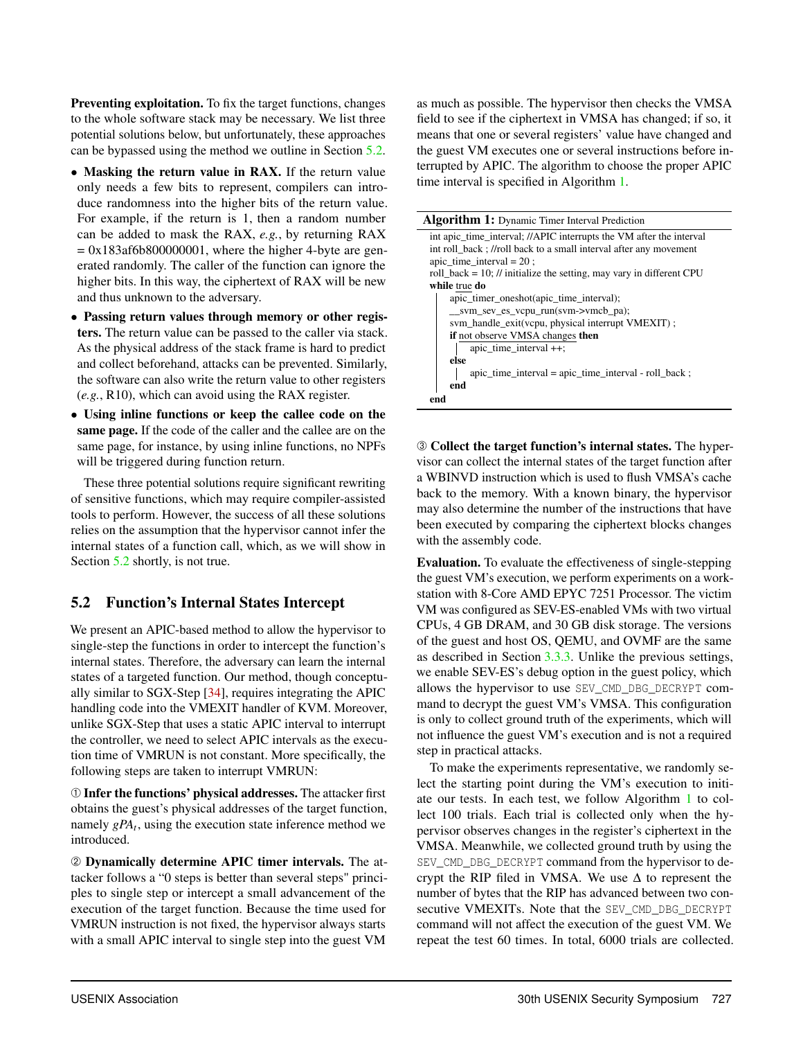**Preventing exploitation.** To fix the target functions, changes to the whole software stack may be necessary. We list three potential solutions below, but unfortunately, these approaches can be bypassed using the method we outline in Section 5.2.

- **Masking the return value in RAX.** If the return value only needs a few bits to represent, compilers can introduce randomness into the higher bits of the return value. For example, if the return is 1, then a random number can be added to mask the RAX, *e.g.*, by returning RAX = 0x183af6b800000001, where the higher 4-byte are generated randomly. The caller of the function can ignore the higher bits. In this way, the ciphertext of RAX will be new and thus unknown to the adversary.
- **Passing return values through memory or other registers.** The return value can be passed to the caller via stack. As the physical address of the stack frame is hard to predict and collect beforehand, attacks can be prevented. Similarly, the software can also write the return value to other registers (*e.g.*, R10), which can avoid using the RAX register.
- **Using inline functions or keep the callee code on the same page.** If the code of the caller and the callee are on the same page, for instance, by using inline functions, no NPFs will be triggered during function return.

These three potential solutions require significant rewriting of sensitive functions, which may require compiler-assisted tools to perform. However, the success of all these solutions relies on the assumption that the hypervisor cannot infer the internal states of a function call, which, as we will show in Section 5.2 shortly, is not true.

## 5.2 Function's Internal States Intercept

We present an APIC-based method to allow the hypervisor to single-step the functions in order to intercept the function's internal states. Therefore, the adversary can learn the internal states of a targeted function. Our method, though conceptually similar to SGX-Step [34], requires integrating the APIC handling code into the VMEXIT handler of KVM. Moreover, unlike SGX-Step that uses a static APIC interval to interrupt the controller, we need to select APIC intervals as the execution time of VMRUN is not constant. More specifically, the following steps are taken to interrupt VMRUN:

① **Infer the functions' physical addresses.** The attacker first obtains the guest's physical addresses of the target function, namely $gPA_t$, using the execution state inference method we introduced.

② **Dynamically determine APIC timer intervals.** The attacker follows a "0 steps is better than several steps" principles to single step or intercept a small advancement of the execution of the target function. Because the time used for VMRUN instruction is not fixed, the hypervisor always starts with a small APIC interval to single step into the guest VM as much as possible. The hypervisor then checks the VMSA field to see if the ciphertext in VMSA has changed; if so, it means that one or several registers' value have changed and the guest VM executes one or several instructions before interrupted by APIC. The algorithm to choose the proper APIC time interval is specified in Algorithm 1.

**Algorithm 1:** Dynamic Timer Interval Prediction

```
int apic_time_interval; //APIC interrupts the VM after the interval
int roll_back ; //roll back to a small interval after any movement
apic_time_interval = 20 ;
roll_back = 10; // initialize the setting, may vary in different CPU
while true do
    apic_timer_oneshot(apic_time_interval);
    __svm_sev_es_vcpu_run(svm->vmcb_pa);
    svm_handle_exit(vcpu, physical interrupt VMEXIT) ;
    if not observe VMSA changes then
        apic_time_interval ++;
    else
        apic_time_interval = apic_time_interval - roll_back ;
    end
end
```

③ **Collect the target function's internal states.** The hypervisor can collect the internal states of the target function after a WBINVD instruction which is used to flush VMSA's cache back to the memory. With a known binary, the hypervisor may also determine the number of the instructions that have been executed by comparing the ciphertext blocks changes with the assembly code.

**Evaluation.** To evaluate the effectiveness of single-stepping the guest VM's execution, we perform experiments on a workstation with 8-Core AMD EPYC 7251 Processor. The victim VM was configured as SEV-ES-enabled VMs with two virtual CPUs, 4 GB DRAM, and 30 GB disk storage. The versions of the guest and host OS, QEMU, and OVMF are the same as described in Section 3.3.3. Unlike the previous settings, we enable SEV-ES's debug option in the guest policy, which allows the hypervisor to use `SEV_CMD_DBG_DECRYPT` command to decrypt the guest VM's VMSA. This configuration is only to collect ground truth of the experiments, which will not influence the guest VM's execution and is not a required step in practical attacks.

To make the experiments representative, we randomly select the starting point during the VM's execution to initiate our tests. In each test, we follow Algorithm 1 to collect 100 trials. Each trial is collected only when the hypervisor observes changes in the register's ciphertext in the VMSA. Meanwhile, we collected ground truth by using the `SEV_CMD_DBG_DECRYPT` command from the hypervisor to decrypt the RIP filed in VMSA. We use $\Delta$ to represent the number of bytes that the RIP has advanced between two consecutive VMEXITs. Note that the `SEV_CMD_DBG_DECRYPT` command will not affect the execution of the guest VM. We repeat the test 60 times. In total, 6000 trials are collected.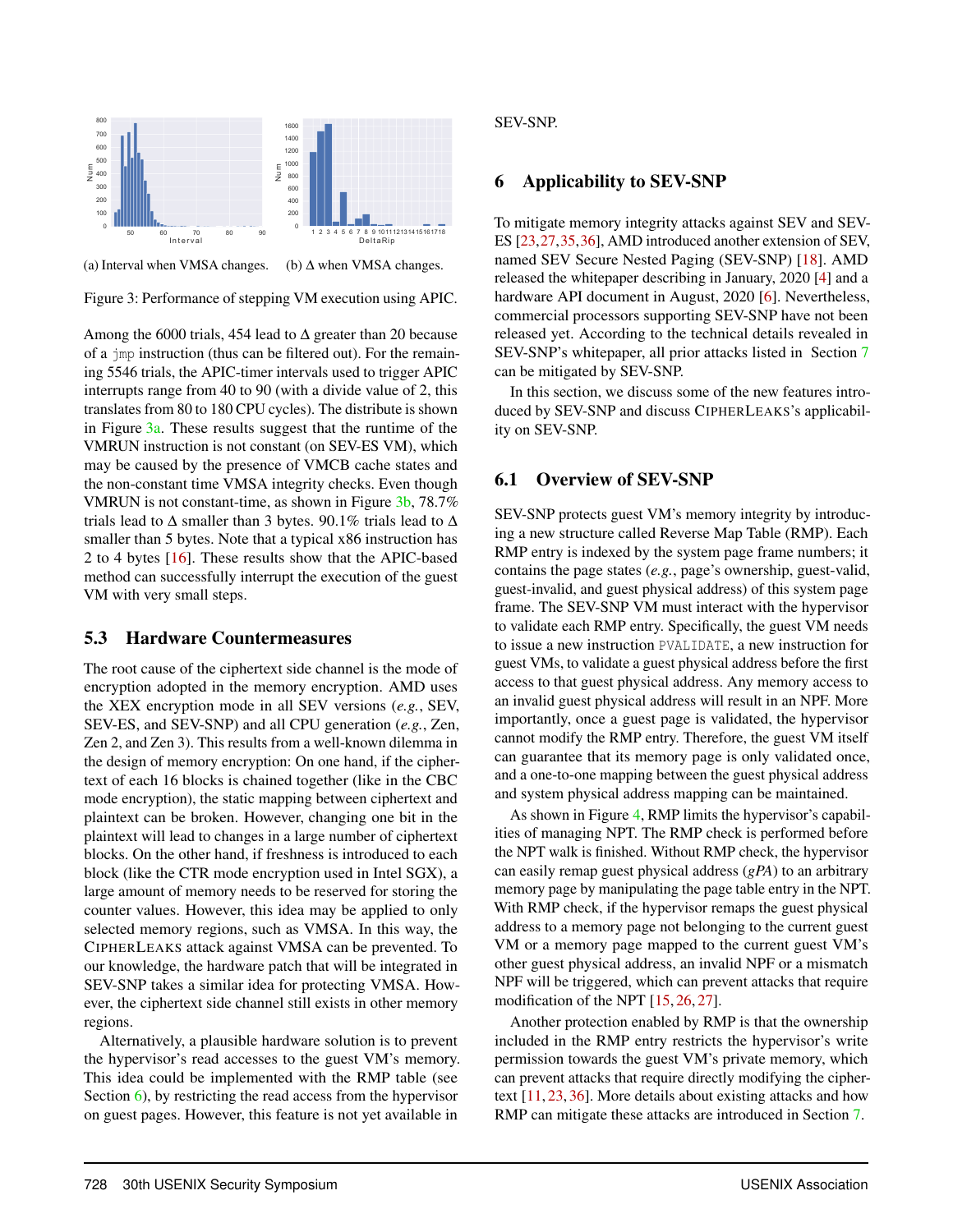(a) Interval when VMSA changes. (b) Δ when VMSA changes.

Figure 3: Performance of stepping VM execution using APIC.

Among the 6000 trials, 454 lead to Δ greater than 20 because of a `jmp` instruction (thus can be filtered out). For the remaining 5546 trials, the APIC-timer intervals used to trigger APIC interrupts range from 40 to 90 (with a divide value of 2, this translates from 80 to 180 CPU cycles). The distribute is shown in Figure 3a. These results suggest that the runtime of the VMRUN instruction is not constant (on SEV-ES VM), which may be caused by the presence of VMCB cache states and the non-constant time VMSA integrity checks. Even though VMRUN is not constant-time, as shown in Figure 3b, 78.7% trials lead to Δ smaller than 3 bytes. 90.1% trials lead to Δ smaller than 5 bytes. Note that a typical x86 instruction has 2 to 4 bytes [16]. These results show that the APIC-based method can successfully interrupt the execution of the guest VM with very small steps.

### 5.3 Hardware Countermeasures

The root cause of the ciphertext side channel is the mode of encryption adopted in the memory encryption. AMD uses the XEX encryption mode in all SEV versions (*e.g.*, SEV, SEV-ES, and SEV-SNP) and all CPU generation (*e.g.*, Zen, Zen 2, and Zen 3). This results from a well-known dilemma in the design of memory encryption: On one hand, if the ciphertext of each 16 blocks is chained together (like in the CBC mode encryption), the static mapping between ciphertext and plaintext can be broken. However, changing one bit in the plaintext will lead to changes in a large number of ciphertext blocks. On the other hand, if freshness is introduced to each block (like the CTR mode encryption used in Intel SGX), a large amount of memory needs to be reserved for storing the counter values. However, this idea may be applied to only selected memory regions, such as VMSA. In this way, the CipherLeaks attack against VMSA can be prevented. To our knowledge, the hardware patch that will be integrated in SEV-SNP takes a similar idea for protecting VMSA. However, the ciphertext side channel still exists in other memory regions.

Alternatively, a plausible hardware solution is to prevent the hypervisor's read accesses to the guest VM's memory. This idea could be implemented with the RMP table (see Section 6), by restricting the read access from the hypervisor on guest pages. However, this feature is not yet available in SEV-SNP.

## 6 Applicability to SEV-SNP

To mitigate memory integrity attacks against SEV and SEV-ES [23, 27, 35, 36], AMD introduced another extension of SEV, named SEV Secure Nested Paging (SEV-SNP) [18]. AMD released the whitepaper describing in January, 2020 [4] and a hardware API document in August, 2020 [6]. Nevertheless, commercial processors supporting SEV-SNP have not been released yet. According to the technical details revealed in SEV-SNP's whitepaper, all prior attacks listed in Section 7 can be mitigated by SEV-SNP.

In this section, we discuss some of the new features introduced by SEV-SNP and discuss CipherLeaks's applicability on SEV-SNP.

### 6.1 Overview of SEV-SNP

SEV-SNP protects guest VM's memory integrity by introducing a new structure called Reverse Map Table (RMP). Each RMP entry is indexed by the system page frame numbers; it contains the page states (*e.g.*, page's ownership, guest-valid, guest-invalid, and guest physical address) of this system page frame. The SEV-SNP VM must interact with the hypervisor to validate each RMP entry. Specifically, the guest VM needs to issue a new instruction `PVALIDATE`, a new instruction for guest VMs, to validate a guest physical address before the first access to that guest physical address. Any memory access to an invalid guest physical address will result in an NPF. More importantly, once a guest page is validated, the hypervisor cannot modify the RMP entry. Therefore, the guest VM itself can guarantee that its memory page is only validated once, and a one-to-one mapping between the guest physical address and system physical address mapping can be maintained.

As shown in Figure 4, RMP limits the hypervisor's capabilities of managing NPT. The RMP check is performed before the NPT walk is finished. Without RMP check, the hypervisor can easily remap guest physical address (*gPA*) to an arbitrary memory page by manipulating the page table entry in the NPT. With RMP check, if the hypervisor remaps the guest physical address to a memory page not belonging to the current guest VM or a memory page mapped to the current guest VM's other guest physical address, an invalid NPF or a mismatch NPF will be triggered, which can prevent attacks that require modification of the NPT [15, 26, 27].

Another protection enabled by RMP is that the ownership included in the RMP entry restricts the hypervisor's write permission towards the guest VM's private memory, which can prevent attacks that require directly modifying the ciphertext [11, 23, 36]. More details about existing attacks and how RMP can mitigate these attacks are introduced in Section 7.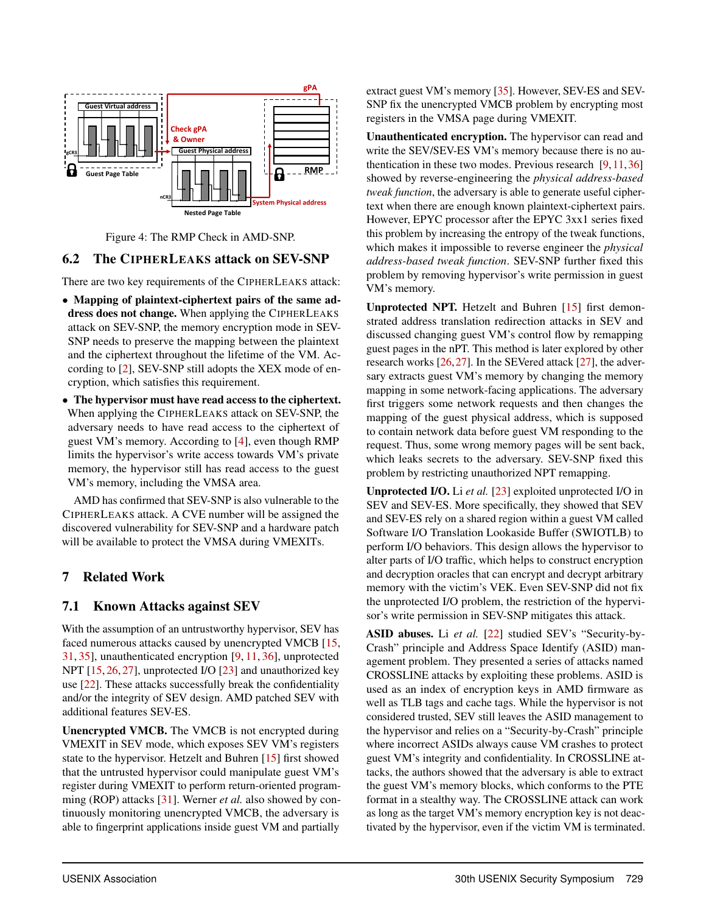Figure 4: The RMP Check in AMD-SNP.

## 6.2 The CipherLeaks attack on SEV-SNP

There are two key requirements of the CipherLeaks attack:

- **Mapping of plaintext-ciphertext pairs of the same address does not change.** When applying the CipherLeaks attack on SEV-SNP, the memory encryption mode in SEV-SNP needs to preserve the mapping between the plaintext and the ciphertext throughout the lifetime of the VM. According to [2], SEV-SNP still adopts the XEX mode of encryption, which satisfies this requirement.
- **The hypervisor must have read access to the ciphertext.** When applying the CipherLeaks attack on SEV-SNP, the adversary needs to have read access to the ciphertext of guest VM's memory. According to [4], even though RMP limits the hypervisor's write access towards VM's private memory, the hypervisor still has read access to the guest VM's memory, including the VMSA area.

AMD has confirmed that SEV-SNP is also vulnerable to the CipherLeaks attack. A CVE number will be assigned the discovered vulnerability for SEV-SNP and a hardware patch will be available to protect the VMSA during VMEXITs.

# 7 Related Work

## 7.1 Known Attacks against SEV

With the assumption of an untrustworthy hypervisor, SEV has faced numerous attacks caused by unencrypted VMCB [15, 31, 35], unauthenticated encryption [9, 11, 36], unprotected NPT [15, 26, 27], unprotected I/O [23] and unauthorized key use [22]. These attacks successfully break the confidentiality and/or the integrity of SEV design. AMD patched SEV with additional features SEV-ES.

**Unencrypted VMCB.** The VMCB is not encrypted during VMEXIT in SEV mode, which exposes SEV VM's registers state to the hypervisor. Hetzelt and Buhren [15] first showed that the untrusted hypervisor could manipulate guest VM's register during VMEXIT to perform return-oriented programming (ROP) attacks [31]. Werner *et al.* also showed by continuously monitoring unencrypted VMCB, the adversary is able to fingerprint applications inside guest VM and partially extract guest VM's memory [35]. However, SEV-ES and SEV-SNP fix the unencrypted VMCB problem by encrypting most registers in the VMSA page during VMEXIT.

**Unauthenticated encryption.** The hypervisor can read and write the SEV/SEV-ES VM's memory because there is no authentication in these two modes. Previous research [9, 11, 36] showed by reverse-engineering the *physical address-based tweak function*, the adversary is able to generate useful ciphertext when there are enough known plaintext-ciphertext pairs. However, EPYC processor after the EPYC 3xx1 series fixed this problem by increasing the entropy of the tweak functions, which makes it impossible to reverse engineer the *physical address-based tweak function*. SEV-SNP further fixed this problem by removing hypervisor's write permission in guest VM's memory.

**Unprotected NPT.** Hetzelt and Buhren [15] first demonstrated address translation redirection attacks in SEV and discussed changing guest VM's control flow by remapping guest pages in the nPT. This method is later explored by other research works [26, 27]. In the SEVered attack [27], the adversary extracts guest VM's memory by changing the memory mapping in some network-facing applications. The adversary first triggers some network requests and then changes the mapping of the guest physical address, which is supposed to contain network data before guest VM responding to the request. Thus, some wrong memory pages will be sent back, which leaks secrets to the adversary. SEV-SNP fixed this problem by restricting unauthorized NPT remapping.

**Unprotected I/O.** Li *et al.* [23] exploited unprotected I/O in SEV and SEV-ES. More specifically, they showed that SEV and SEV-ES rely on a shared region within a guest VM called Software I/O Translation Lookaside Buffer (SWIOTLB) to perform I/O behaviors. This design allows the hypervisor to alter parts of I/O traffic, which helps to construct encryption and decryption oracles that can encrypt and decrypt arbitrary memory with the victim's VEK. Even SEV-SNP did not fix the unprotected I/O problem, the restriction of the hypervisor's write permission in SEV-SNP mitigates this attack.

**ASID abuses.** Li *et al.* [22] studied SEV's "Security-by-Crash" principle and Address Space Identify (ASID) management problem. They presented a series of attacks named CROSSLINE attacks by exploiting these problems. ASID is used as an index of encryption keys in AMD firmware as well as TLB tags and cache tags. While the hypervisor is not considered trusted, SEV still leaves the ASID management to the hypervisor and relies on a "Security-by-Crash" principle where incorrect ASIDs always cause VM crashes to protect guest VM's integrity and confidentiality. In CROSSLINE attacks, the authors showed that the adversary is able to extract the guest VM's memory blocks, which conforms to the PTE format in a stealthy way. The CROSSLINE attack can work as long as the target VM's memory encryption key is not deactivated by the hypervisor, even if the victim VM is terminated.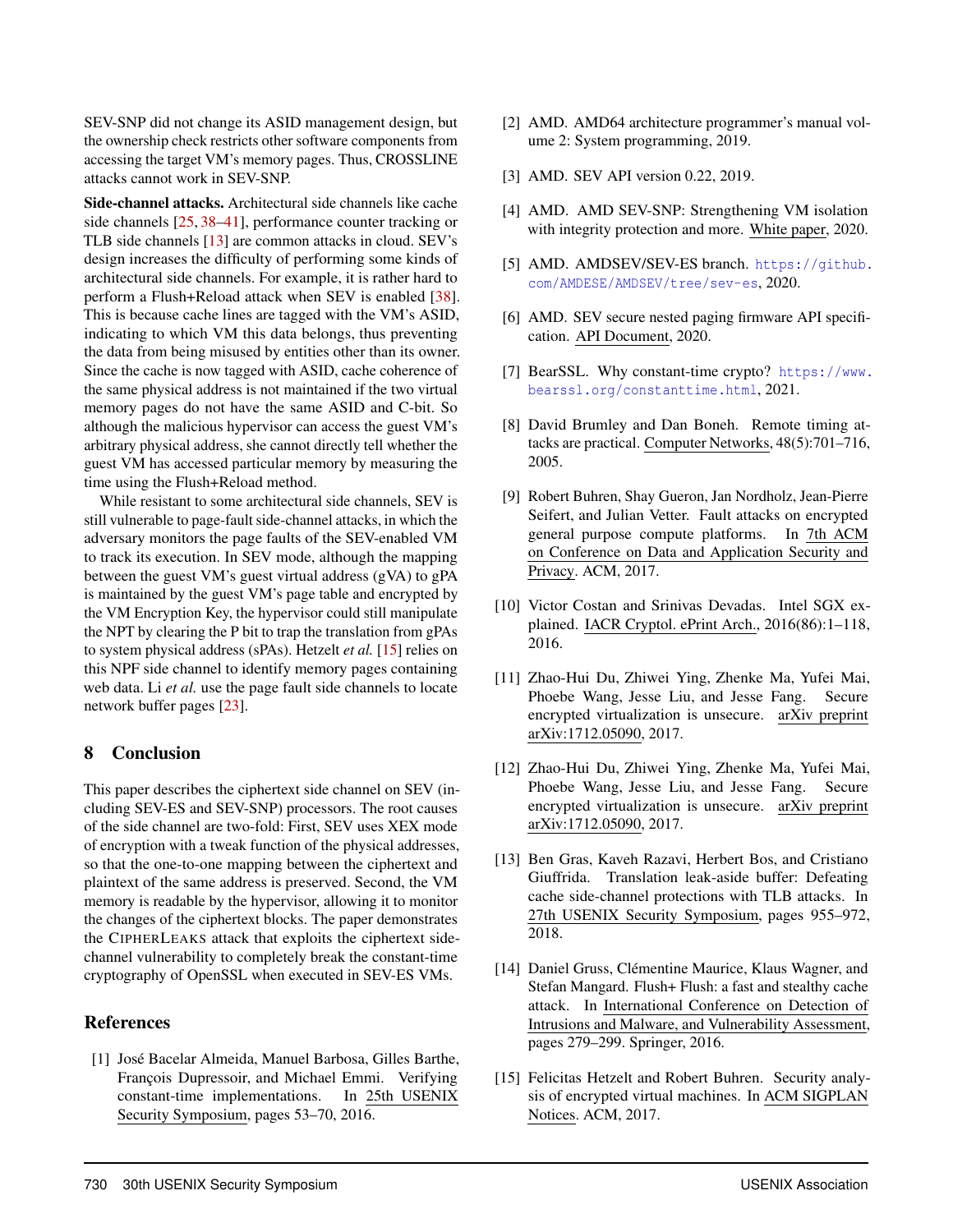SEV-SNP did not change its ASID management design, but the ownership check restricts other software components from accessing the target VM's memory pages. Thus, CROSSLINE attacks cannot work in SEV-SNP.

**Side-channel attacks.** Architectural side channels like cache side channels [25, 38–41], performance counter tracking or TLB side channels [13] are common attacks in cloud. SEV's design increases the difficulty of performing some kinds of architectural side channels. For example, it is rather hard to perform a Flush+Reload attack when SEV is enabled [38]. This is because cache lines are tagged with the VM's ASID, indicating to which VM this data belongs, thus preventing the data from being misused by entities other than its owner. Since the cache is now tagged with ASID, cache coherence of the same physical address is not maintained if the two virtual memory pages do not have the same ASID and C-bit. So although the malicious hypervisor can access the guest VM's arbitrary physical address, she cannot directly tell whether the guest VM has accessed particular memory by measuring the time using the Flush+Reload method.

While resistant to some architectural side channels, SEV is still vulnerable to page-fault side-channel attacks, in which the adversary monitors the page faults of the SEV-enabled VM to track its execution. In SEV mode, although the mapping between the guest VM's guest virtual address (gVA) to gPA is maintained by the guest VM's page table and encrypted by the VM Encryption Key, the hypervisor could still manipulate the NPT by clearing the P bit to trap the translation from gPAs to system physical address (sPAs). Hetzelt *et al.* [15] relies on this NPF side channel to identify memory pages containing web data. Li *et al.* use the page fault side channels to locate network buffer pages [23].

## 8 Conclusion

This paper describes the ciphertext side channel on SEV (including SEV-ES and SEV-SNP) processors. The root causes of the side channel are two-fold: First, SEV uses XEX mode of encryption with a tweak function of the physical addresses, so that the one-to-one mapping between the ciphertext and plaintext of the same address is preserved. Second, the VM memory is readable by the hypervisor, allowing it to monitor the changes of the ciphertext blocks. The paper demonstrates the CIPHERLEAKS attack that exploits the ciphertext side-channel vulnerability to completely break the constant-time cryptography of OpenSSL when executed in SEV-ES VMs.

## References

[1] José Bacelar Almeida, Manuel Barbosa, Gilles Barthe, François Dupressoir, and Michael Emmi. Verifying constant-time implementations. In 25th USENIX Security Symposium, pages 53–70, 2016.

[2] AMD. AMD64 architecture programmer's manual volume 2: System programming, 2019.

[3] AMD. SEV API version 0.22, 2019.

[4] AMD. AMD SEV-SNP: Strengthening VM isolation with integrity protection and more. White paper, 2020.

[5] AMD. AMDSEV/SEV-ES branch. https://github.com/AMDESE/AMDSEV/tree/sev-es, 2020.

[6] AMD. SEV secure nested paging firmware API specification. API Document, 2020.

[7] BearSSL. Why constant-time crypto? https://www.bearssl.org/constanttime.html, 2021.

[8] David Brumley and Dan Boneh. Remote timing attacks are practical. Computer Networks, 48(5):701–716, 2005.

[9] Robert Buhren, Shay Gueron, Jan Nordholz, Jean-Pierre Seifert, and Julian Vetter. Fault attacks on encrypted general purpose compute platforms. In 7th ACM on Conference on Data and Application Security and Privacy. ACM, 2017.

[10] Victor Costan and Srinivas Devadas. Intel SGX explained. IACR Cryptol. ePrint Arch., 2016(86):1–118, 2016.

[11] Zhao-Hui Du, Zhiwei Ying, Zhenke Ma, Yufei Mai, Phoebe Wang, Jesse Liu, and Jesse Fang. Secure encrypted virtualization is unsecure. arXiv preprint arXiv:1712.05090, 2017.

[12] Zhao-Hui Du, Zhiwei Ying, Zhenke Ma, Yufei Mai, Phoebe Wang, Jesse Liu, and Jesse Fang. Secure encrypted virtualization is unsecure. arXiv preprint arXiv:1712.05090, 2017.

[13] Ben Gras, Kaveh Razavi, Herbert Bos, and Cristiano Giuffrida. Translation leak-aside buffer: Defeating cache side-channel protections with TLB attacks. In 27th USENIX Security Symposium, pages 955–972, 2018.

[14] Daniel Gruss, Clémentine Maurice, Klaus Wagner, and Stefan Mangard. Flush+ Flush: a fast and stealthy cache attack. In International Conference on Detection of Intrusions and Malware, and Vulnerability Assessment, pages 279–299. Springer, 2016.

[15] Felicitas Hetzelt and Robert Buhren. Security analysis of encrypted virtual machines. In ACM SIGPLAN Notices. ACM, 2017.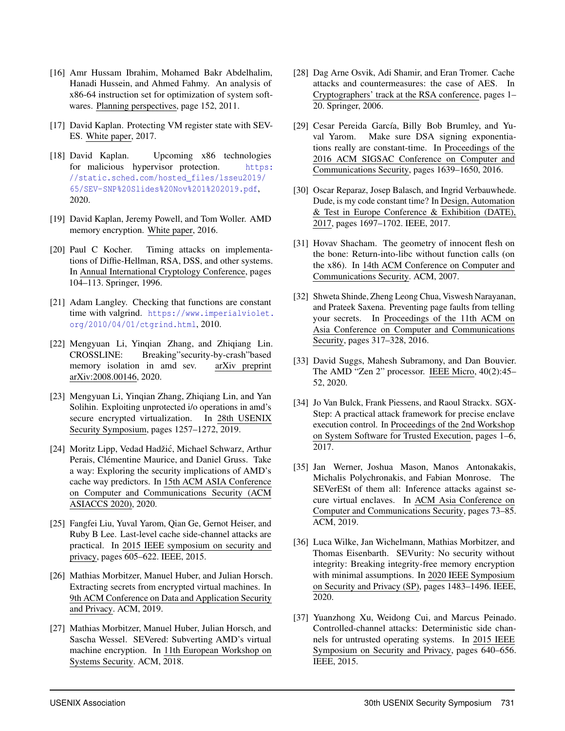[16] Amr Hussam Ibrahim, Mohamed Bakr Abdelhalim, Hanadi Hussein, and Ahmed Fahmy. An analysis of x86-64 instruction set for optimization of system softwares. Planning perspectives, page 152, 2011.

[17] David Kaplan. Protecting VM register state with SEV-ES. White paper, 2017.

[18] David Kaplan. Upcoming x86 technologies for malicious hypervisor protection. https://static.sched.com/hosted_files/lsseu2019/65/SEV-SNP%20Slides%20Nov%201%202019.pdf, 2020.

[19] David Kaplan, Jeremy Powell, and Tom Woller. AMD memory encryption. White paper, 2016.

[20] Paul C Kocher. Timing attacks on implementations of Diffie-Hellman, RSA, DSS, and other systems. In Annual International Cryptology Conference, pages 104–113. Springer, 1996.

[21] Adam Langley. Checking that functions are constant time with valgrind. https://www.imperialviolet.org/2010/04/01/ctgrind.html, 2010.

[22] Mengyuan Li, Yinqian Zhang, and Zhiqiang Lin. CROSSLINE: Breaking"security-by-crash"based memory isolation in amd sev. arXiv preprint arXiv:2008.00146, 2020.

[23] Mengyuan Li, Yinqian Zhang, Zhiqiang Lin, and Yan Solihin. Exploiting unprotected i/o operations in amd's secure encrypted virtualization. In 28th USENIX Security Symposium, pages 1257–1272, 2019.

[24] Moritz Lipp, Vedad Hadžić, Michael Schwarz, Arthur Perais, Clémentine Maurice, and Daniel Gruss. Take a way: Exploring the security implications of AMD's cache way predictors. In 15th ACM ASIA Conference on Computer and Communications Security (ACM ASIACCS 2020), 2020.

[25] Fangfei Liu, Yuval Yarom, Qian Ge, Gernot Heiser, and Ruby B Lee. Last-level cache side-channel attacks are practical. In 2015 IEEE symposium on security and privacy, pages 605–622. IEEE, 2015.

[26] Mathias Morbitzer, Manuel Huber, and Julian Horsch. Extracting secrets from encrypted virtual machines. In 9th ACM Conference on Data and Application Security and Privacy. ACM, 2019.

[27] Mathias Morbitzer, Manuel Huber, Julian Horsch, and Sascha Wessel. SEVered: Subverting AMD's virtual machine encryption. In 11th European Workshop on Systems Security. ACM, 2018.

[28] Dag Arne Osvik, Adi Shamir, and Eran Tromer. Cache attacks and countermeasures: the case of AES. In Cryptographers' track at the RSA conference, pages 1–20. Springer, 2006.

[29] Cesar Pereida García, Billy Bob Brumley, and Yuval Yarom. Make sure DSA signing exponentiations really are constant-time. In Proceedings of the 2016 ACM SIGSAC Conference on Computer and Communications Security, pages 1639–1650, 2016.

[30] Oscar Reparaz, Josep Balasch, and Ingrid Verbauwhede. Dude, is my code constant time? In Design, Automation & Test in Europe Conference & Exhibition (DATE), 2017, pages 1697–1702. IEEE, 2017.

[31] Hovav Shacham. The geometry of innocent flesh on the bone: Return-into-libc without function calls (on the x86). In 14th ACM Conference on Computer and Communications Security. ACM, 2007.

[32] Shweta Shinde, Zheng Leong Chua, Viswesh Narayanan, and Prateek Saxena. Preventing page faults from telling your secrets. In Proceedings of the 11th ACM on Asia Conference on Computer and Communications Security, pages 317–328, 2016.

[33] David Suggs, Mahesh Subramony, and Dan Bouvier. The AMD "Zen 2" processor. IEEE Micro, 40(2):45–52, 2020.

[34] Jo Van Bulck, Frank Piessens, and Raoul Strackx. SGX-Step: A practical attack framework for precise enclave execution control. In Proceedings of the 2nd Workshop on System Software for Trusted Execution, pages 1–6, 2017.

[35] Jan Werner, Joshua Mason, Manos Antonakakis, Michalis Polychronakis, and Fabian Monrose. The SEVerESt of them all: Inference attacks against secure virtual enclaves. In ACM Asia Conference on Computer and Communications Security, pages 73–85. ACM, 2019.

[36] Luca Wilke, Jan Wichelmann, Mathias Morbitzer, and Thomas Eisenbarth. SEVurity: No security without integrity: Breaking integrity-free memory encryption with minimal assumptions. In 2020 IEEE Symposium on Security and Privacy (SP), pages 1483–1496. IEEE, 2020.

[37] Yuanzhong Xu, Weidong Cui, and Marcus Peinado. Controlled-channel attacks: Deterministic side channels for untrusted operating systems. In 2015 IEEE Symposium on Security and Privacy, pages 640–656. IEEE, 2015.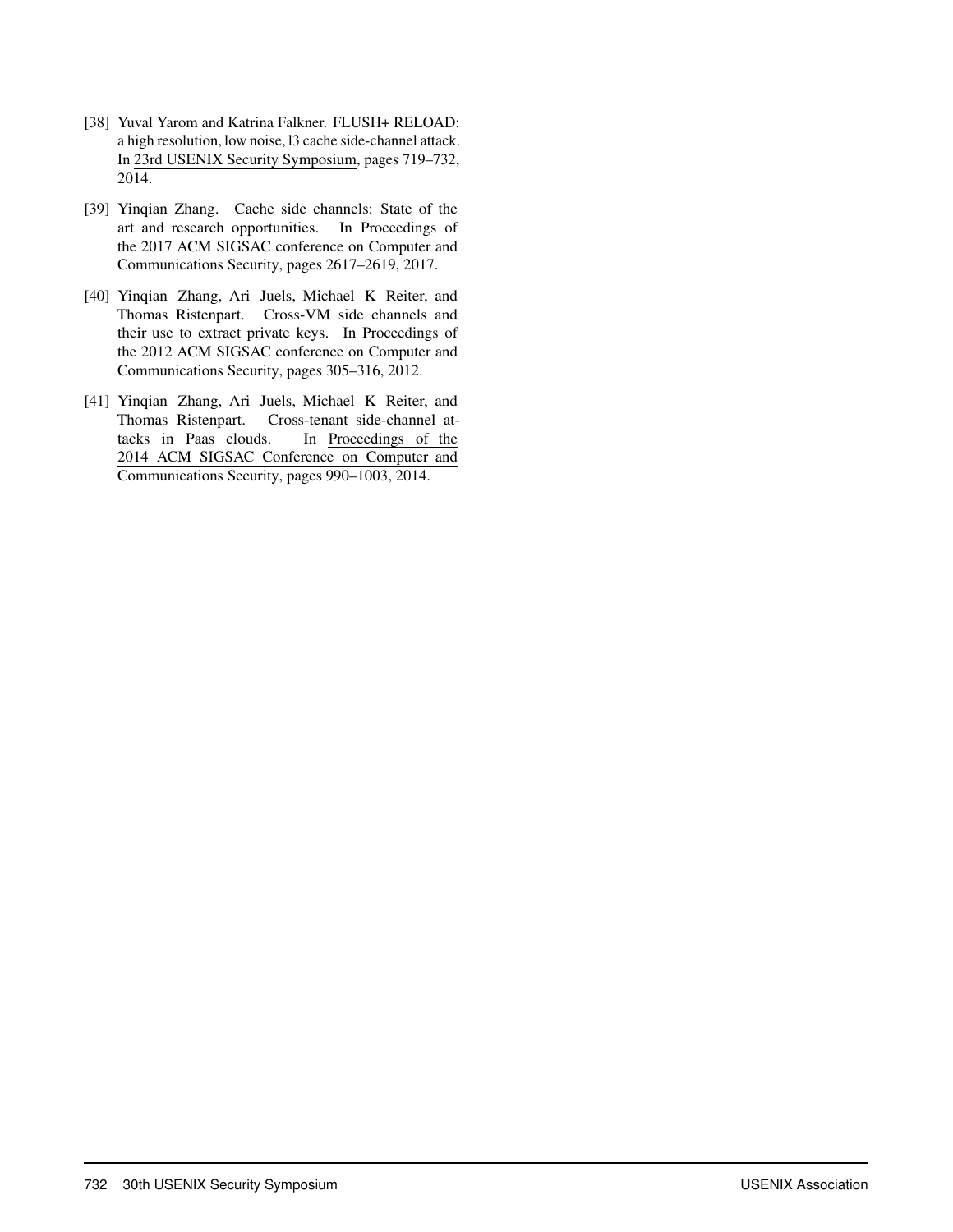[38] Yuval Yarom and Katrina Falkner. FLUSH+ RELOAD: a high resolution, low noise, l3 cache side-channel attack. In 23rd USENIX Security Symposium, pages 719–732, 2014.

[39] Yinqian Zhang. Cache side channels: State of the art and research opportunities. In Proceedings of the 2017 ACM SIGSAC conference on Computer and Communications Security, pages 2617–2619, 2017.

[40] Yinqian Zhang, Ari Juels, Michael K Reiter, and Thomas Ristenpart. Cross-VM side channels and their use to extract private keys. In Proceedings of the 2012 ACM SIGSAC conference on Computer and Communications Security, pages 305–316, 2012.

[41] Yinqian Zhang, Ari Juels, Michael K Reiter, and Thomas Ristenpart. Cross-tenant side-channel attacks in Paas clouds. In Proceedings of the 2014 ACM SIGSAC Conference on Computer and Communications Security, pages 990–1003, 2014.